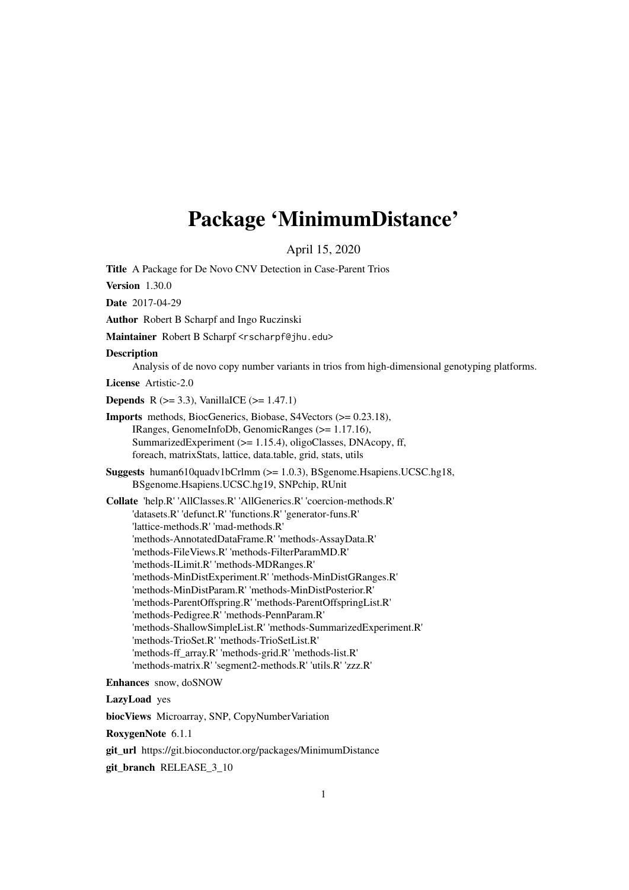# Package 'MinimumDistance'

April 15, 2020

**Title** A Package for De Novo CNV Detection in Case-Parent Trios

**Version** 1.30.0

**Date** 2017-04-29

**Author** Robert B Scharpf and Ingo Ruczinski

**Maintainer** Robert B Scharpf <rscharpf@jhu.edu>

**Description**
Analysis of de novo copy number variants in trios from high-dimensional genotyping platforms.

**License** Artistic-2.0

**Depends** R (>= 3.3), VanillaICE (>= 1.47.1)

**Imports** methods, BiocGenerics, Biobase, S4Vectors (>= 0.23.18), IRanges, GenomeInfoDb, GenomicRanges (>= 1.17.16), SummarizedExperiment (>= 1.15.4), oligoClasses, DNAcopy, ff, foreach, matrixStats, lattice, data.table, grid, stats, utils

**Suggests** human610quadv1bCrlmm (>= 1.0.3), BSgenome.Hsapiens.UCSC.hg18, BSgenome.Hsapiens.UCSC.hg19, SNPchip, RUnit

**Collate** 'help.R' 'AllClasses.R' 'AllGenerics.R' 'coercion-methods.R' 'datasets.R' 'defunct.R' 'functions.R' 'generator-funs.R' 'lattice-methods.R' 'mad-methods.R' 'methods-AnnotatedDataFrame.R' 'methods-AssayData.R' 'methods-FileViews.R' 'methods-FilterParamMD.R' 'methods-ILimit.R' 'methods-MDRanges.R' 'methods-MinDistExperiment.R' 'methods-MinDistGRanges.R' 'methods-MinDistParam.R' 'methods-MinDistPosterior.R' 'methods-ParentOffspring.R' 'methods-ParentOffspringList.R' 'methods-Pedigree.R' 'methods-PennParam.R' 'methods-ShallowSimpleList.R' 'methods-SummarizedExperiment.R' 'methods-TrioSet.R' 'methods-TrioSetList.R' 'methods-ff_array.R' 'methods-grid.R' 'methods-list.R' 'methods-matrix.R' 'segment2-methods.R' 'utils.R' 'zzz.R'

**Enhances** snow, doSNOW

**LazyLoad** yes

**biocViews** Microarray, SNP, CopyNumberVariation

**RoxygenNote** 6.1.1

**git_url** https://git.bioconductor.org/packages/MinimumDistance

**git_branch** RELEASE_3_10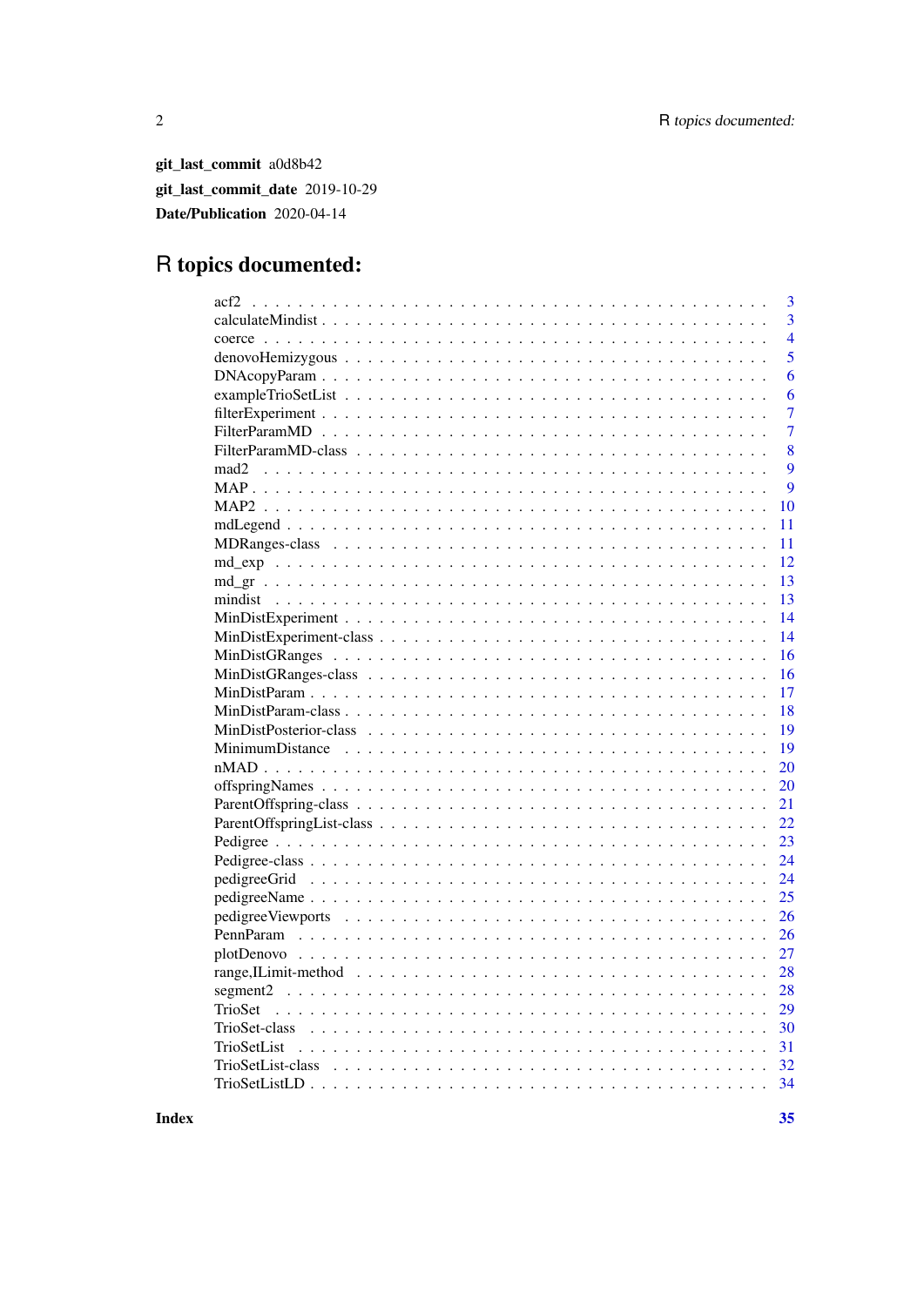**git_last_commit** a0d8b42

**git_last_commit_date** 2019-10-29

**Date/Publication** 2020-04-14

# R topics documented:

| | |
|---|---|
| acf2 | 3 |
| calculateMindist | 3 |
| coerce | 4 |
| denovoHemizygous | 5 |
| DNAcopyParam | 6 |
| exampleTrioSetList | 6 |
| filterExperiment | 7 |
| FilterParamMD | 7 |
| FilterParamMD-class | 8 |
| mad2 | 9 |
| MAP | 9 |
| MAP2 | 10 |
| mdLegend | 11 |
| MDRanges-class | 11 |
| md_exp | 12 |
| md_gr | 13 |
| mindist | 13 |
| MinDistExperiment | 14 |
| MinDistExperiment-class | 14 |
| MinDistGRanges | 16 |
| MinDistGRanges-class | 16 |
| MinDistParam | 17 |
| MinDistParam-class | 18 |
| MinDistPosterior-class | 19 |
| MinimumDistance | 19 |
| nMAD | 20 |
| offspringNames | 20 |
| ParentOffspring-class | 21 |
| ParentOffspringList-class | 22 |
| Pedigree | 23 |
| Pedigree-class | 24 |
| pedigreeGrid | 24 |
| pedigreeName | 25 |
| pedigreeViewports | 26 |
| PennParam | 26 |
| plotDenovo | 27 |
| range,ILimit-method | 28 |
| segment2 | 28 |
| TrioSet | 29 |
| TrioSet-class | 30 |
| TrioSetList | 31 |
| TrioSetList-class | 32 |
| TrioSetListLD | 34 |

**Index** **35**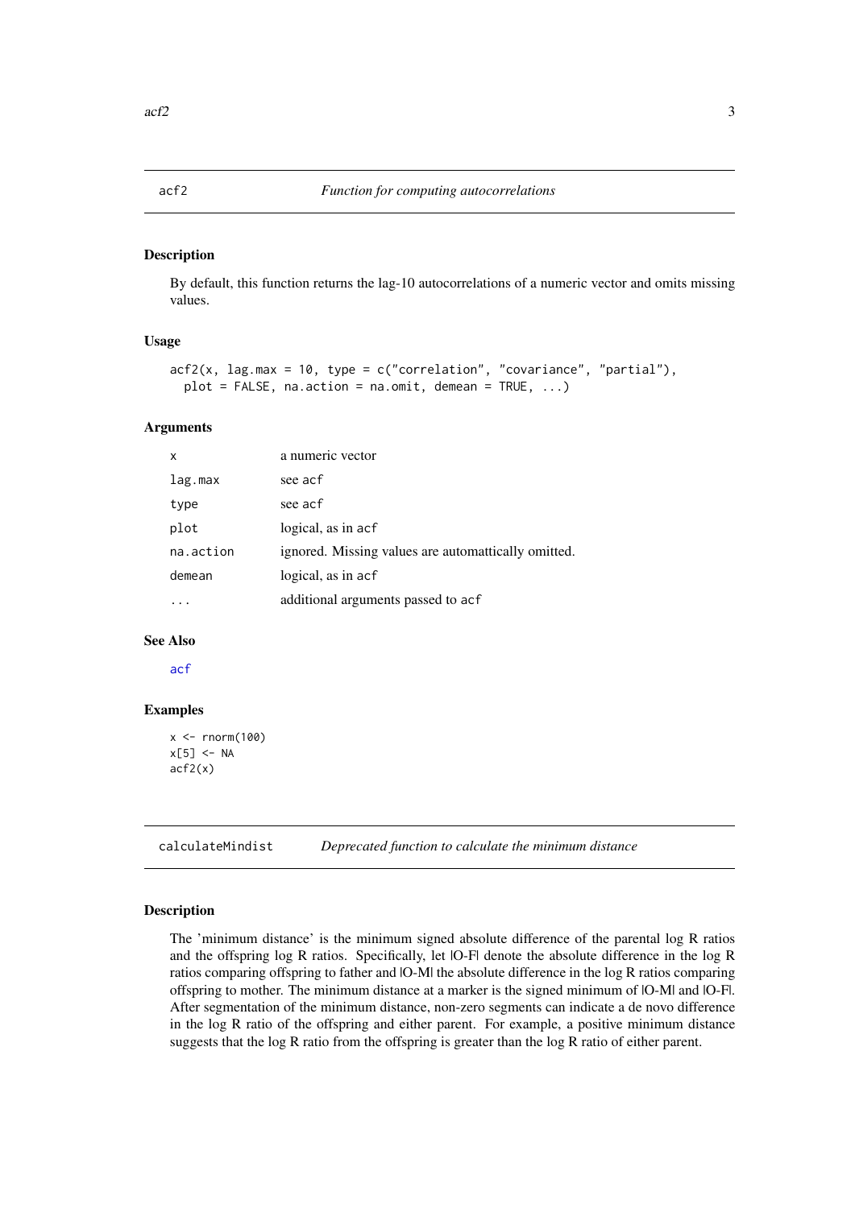## acf2 — *Function for computing autocorrelations*

### Description

By default, this function returns the lag-10 autocorrelations of a numeric vector and omits missing values.

### Usage

```
acf2(x, lag.max = 10, type = c("correlation", "covariance", "partial"),
  plot = FALSE, na.action = na.omit, demean = TRUE, ...)
```

### Arguments

| | |
|---|---|
| `x` | a numeric vector |
| `lag.max` | see `acf` |
| `type` | see `acf` |
| `plot` | logical, as in `acf` |
| `na.action` | ignored. Missing values are automattically omitted. |
| `demean` | logical, as in `acf` |
| `...` | additional arguments passed to `acf` |

### See Also

`acf`

### Examples

```
x <- rnorm(100)
x[5] <- NA
acf2(x)
```

## calculateMindist — *Deprecated function to calculate the minimum distance*

### Description

The 'minimum distance' is the minimum signed absolute difference of the parental log R ratios and the offspring log R ratios. Specifically, let |O-F| denote the absolute difference in the log R ratios comparing offspring to father and |O-M| the absolute difference in the log R ratios comparing offspring to mother. The minimum distance at a marker is the signed minimum of |O-M| and |O-F|. After segmentation of the minimum distance, non-zero segments can indicate a de novo difference in the log R ratio of the offspring and either parent. For example, a positive minimum distance suggests that the log R ratio from the offspring is greater than the log R ratio of either parent.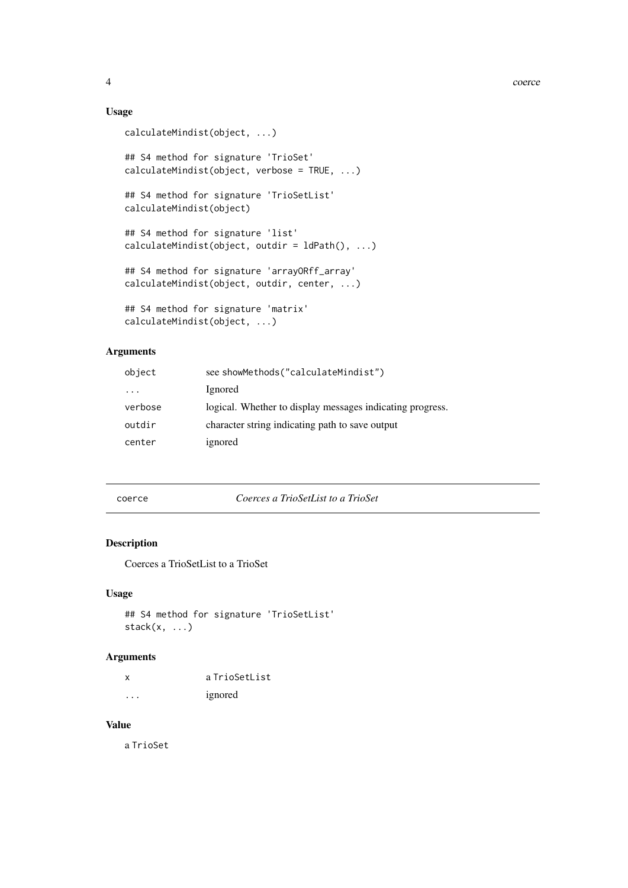### Usage

```
calculateMindist(object, ...)

## S4 method for signature 'TrioSet'
calculateMindist(object, verbose = TRUE, ...)

## S4 method for signature 'TrioSetList'
calculateMindist(object)

## S4 method for signature 'list'
calculateMindist(object, outdir = ldPath(), ...)

## S4 method for signature 'arrayORff_array'
calculateMindist(object, outdir, center, ...)

## S4 method for signature 'matrix'
calculateMindist(object, ...)
```

### Arguments

| | |
|---|---|
| `object` | see `showMethods("calculateMindist")` |
| `...` | Ignored |
| `verbose` | logical. Whether to display messages indicating progress. |
| `outdir` | character string indicating path to save output |
| `center` | ignored |

---

## `coerce` *Coerces a TrioSetList to a TrioSet*

---

### Description

Coerces a TrioSetList to a TrioSet

### Usage

```
## S4 method for signature 'TrioSetList'
stack(x, ...)
```

### Arguments

| | |
|---|---|
| `x` | a `TrioSetList` |
| `...` | ignored |

### Value

a `TrioSet`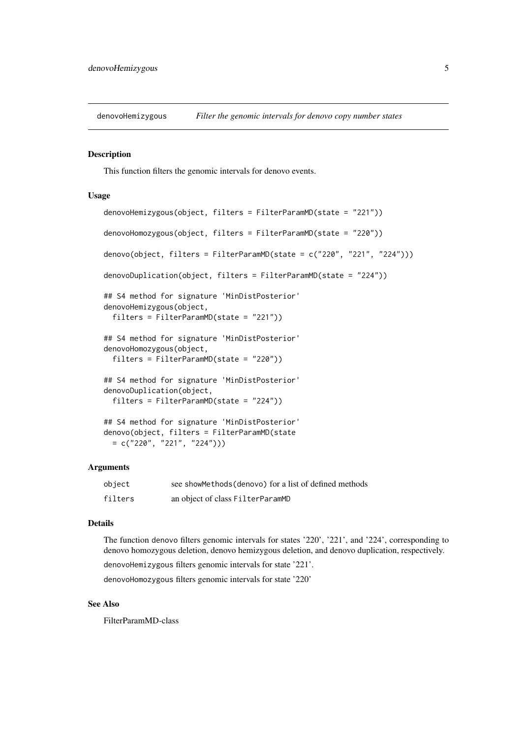denovoHemizygous *Filter the genomic intervals for denovo copy number states*

## Description

This function filters the genomic intervals for denovo events.

## Usage

```
denovoHemizygous(object, filters = FilterParamMD(state = "221"))

denovoHomozygous(object, filters = FilterParamMD(state = "220"))

denovo(object, filters = FilterParamMD(state = c("220", "221", "224")))

denovoDuplication(object, filters = FilterParamMD(state = "224"))

## S4 method for signature 'MinDistPosterior'
denovoHemizygous(object,
  filters = FilterParamMD(state = "221"))

## S4 method for signature 'MinDistPosterior'
denovoHomozygous(object,
  filters = FilterParamMD(state = "220"))

## S4 method for signature 'MinDistPosterior'
denovoDuplication(object,
  filters = FilterParamMD(state = "224"))

## S4 method for signature 'MinDistPosterior'
denovo(object, filters = FilterParamMD(state
  = c("220", "221", "224")))
```

## Arguments

| | |
|---|---|
| object | see `showMethods(denovo)` for a list of defined methods |
| filters | an object of class `FilterParamMD` |

## Details

The function denovo filters genomic intervals for states '220', '221', and '224', corresponding to denovo homozygous deletion, denovo hemizygous deletion, and denovo duplication, respectively.

`denovoHemizygous` filters genomic intervals for state '221'.

`denovoHomozygous` filters genomic intervals for state '220'

## See Also

FilterParamMD-class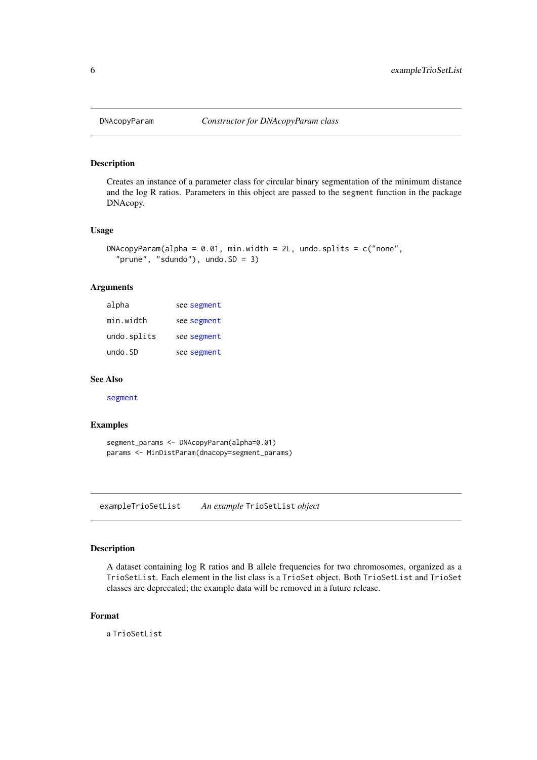## DNAcopyParam — *Constructor for DNAcopyParam class*

### Description

Creates an instance of a parameter class for circular binary segmentation of the minimum distance and the log R ratios. Parameters in this object are passed to the `segment` function in the package DNAcopy.

### Usage

```
DNAcopyParam(alpha = 0.01, min.width = 2L, undo.splits = c("none",
  "prune", "sdundo"), undo.SD = 3)
```

### Arguments

| | |
|---|---|
| `alpha` | see `segment` |
| `min.width` | see `segment` |
| `undo.splits` | see `segment` |
| `undo.SD` | see `segment` |

### See Also

`segment`

### Examples

```
segment_params <- DNAcopyParam(alpha=0.01)
params <- MinDistParam(dnacopy=segment_params)
```

## exampleTrioSetList — *An example* `TrioSetList` *object*

### Description

A dataset containing log R ratios and B allele frequencies for two chromosomes, organized as a `TrioSetList`. Each element in the list class is a `TrioSet` object. Both `TrioSetList` and `TrioSet` classes are deprecated; the example data will be removed in a future release.

### Format

a `TrioSetList`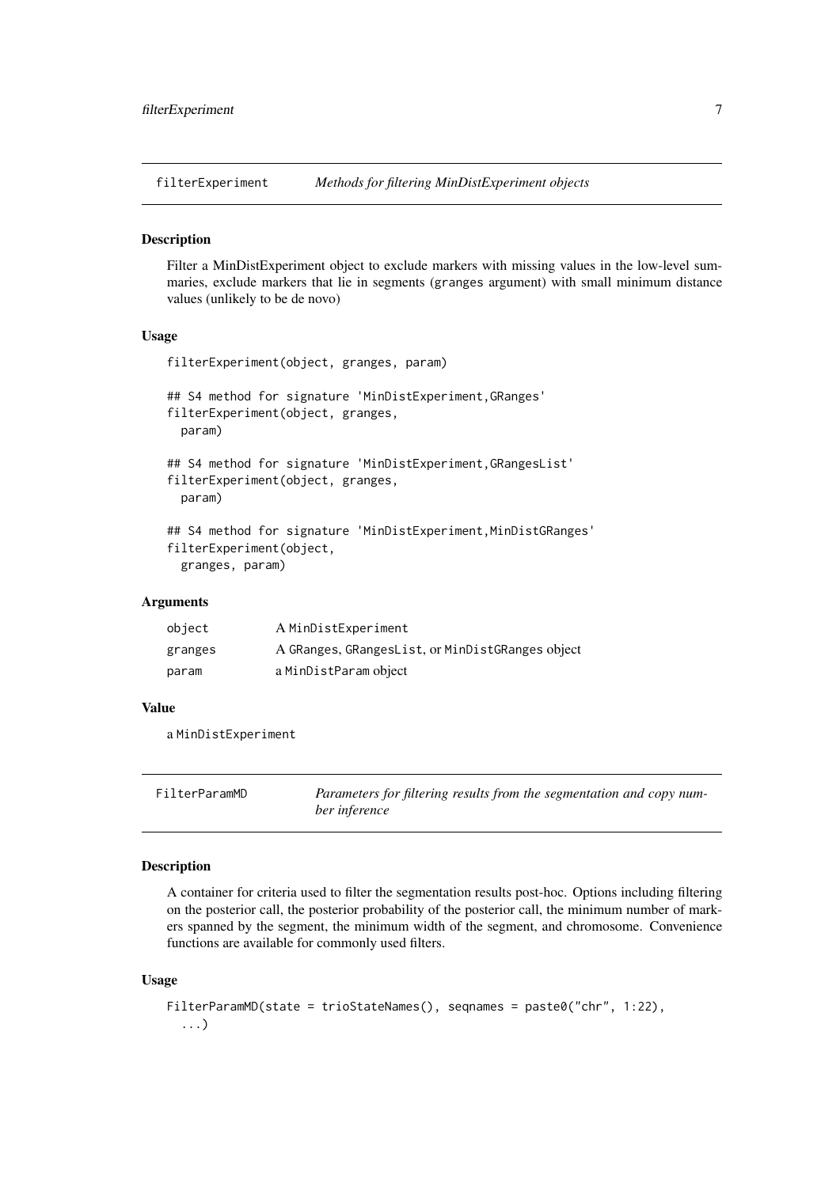## filterExperiment — *Methods for filtering MinDistExperiment objects*

### Description

Filter a MinDistExperiment object to exclude markers with missing values in the low-level summaries, exclude markers that lie in segments (granges argument) with small minimum distance values (unlikely to be de novo)

### Usage

```
filterExperiment(object, granges, param)

## S4 method for signature 'MinDistExperiment,GRanges'
filterExperiment(object, granges,
  param)

## S4 method for signature 'MinDistExperiment,GRangesList'
filterExperiment(object, granges,
  param)

## S4 method for signature 'MinDistExperiment,MinDistGRanges'
filterExperiment(object,
  granges, param)
```

### Arguments

| | |
|---|---|
| `object` | A `MinDistExperiment` |
| `granges` | A `GRanges`, `GRangesList`, or `MinDistGRanges` object |
| `param` | a `MinDistParam` object |

### Value

a `MinDistExperiment`

## FilterParamMD — *Parameters for filtering results from the segmentation and copy number inference*

### Description

A container for criteria used to filter the segmentation results post-hoc. Options including filtering on the posterior call, the posterior probability of the posterior call, the minimum number of markers spanned by the segment, the minimum width of the segment, and chromosome. Convenience functions are available for commonly used filters.

### Usage

```
FilterParamMD(state = trioStateNames(), seqnames = paste0("chr", 1:22),
  ...)
```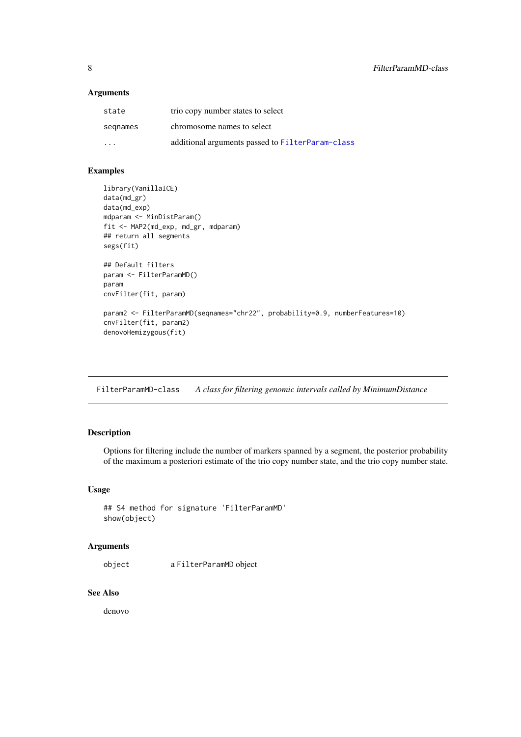### Arguments

| | |
|---|---|
| `state` | trio copy number states to select |
| `seqnames` | chromosome names to select |
| `...` | additional arguments passed to `FilterParam-class` |

### Examples

```
library(VanillaICE)
data(md_gr)
data(md_exp)
mdparam <- MinDistParam()
fit <- MAP2(md_exp, md_gr, mdparam)
## return all segments
segs(fit)

## Default filters
param <- FilterParamMD()
param
cnvFilter(fit, param)

param2 <- FilterParamMD(seqnames="chr22", probability=0.9, numberFeatures=10)
cnvFilter(fit, param2)
denovoHemizygous(fit)
```

---

## FilterParamMD-class    *A class for filtering genomic intervals called by MinimumDistance*

---

### Description

Options for filtering include the number of markers spanned by a segment, the posterior probability of the maximum a posteriori estimate of the trio copy number state, and the trio copy number state.

### Usage

```
## S4 method for signature 'FilterParamMD'
show(object)
```

### Arguments

| | |
|---|---|
| `object` | a `FilterParamMD` object |

### See Also

denovo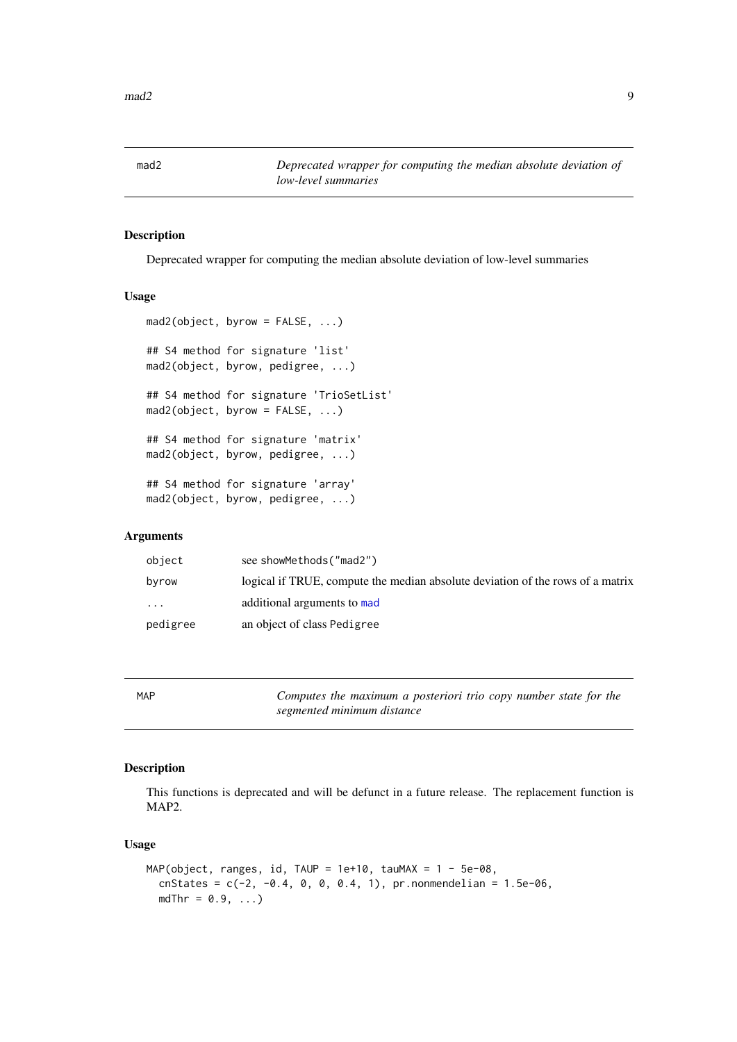## mad2 — *Deprecated wrapper for computing the median absolute deviation of low-level summaries*

### Description

Deprecated wrapper for computing the median absolute deviation of low-level summaries

### Usage

```
mad2(object, byrow = FALSE, ...)

## S4 method for signature 'list'
mad2(object, byrow, pedigree, ...)

## S4 method for signature 'TrioSetList'
mad2(object, byrow = FALSE, ...)

## S4 method for signature 'matrix'
mad2(object, byrow, pedigree, ...)

## S4 method for signature 'array'
mad2(object, byrow, pedigree, ...)
```

### Arguments

| | |
|---|---|
| object | see showMethods("mad2") |
| byrow | logical if TRUE, compute the median absolute deviation of the rows of a matrix |
| ... | additional arguments to mad |
| pedigree | an object of class Pedigree |

## MAP — *Computes the maximum a posteriori trio copy number state for the segmented minimum distance*

### Description

This functions is deprecated and will be defunct in a future release. The replacement function is MAP2.

### Usage

```
MAP(object, ranges, id, TAUP = 1e+10, tauMAX = 1 - 5e-08,
  cnStates = c(-2, -0.4, 0, 0, 0.4, 1), pr.nonmendelian = 1.5e-06,
  mdThr = 0.9, ...)
```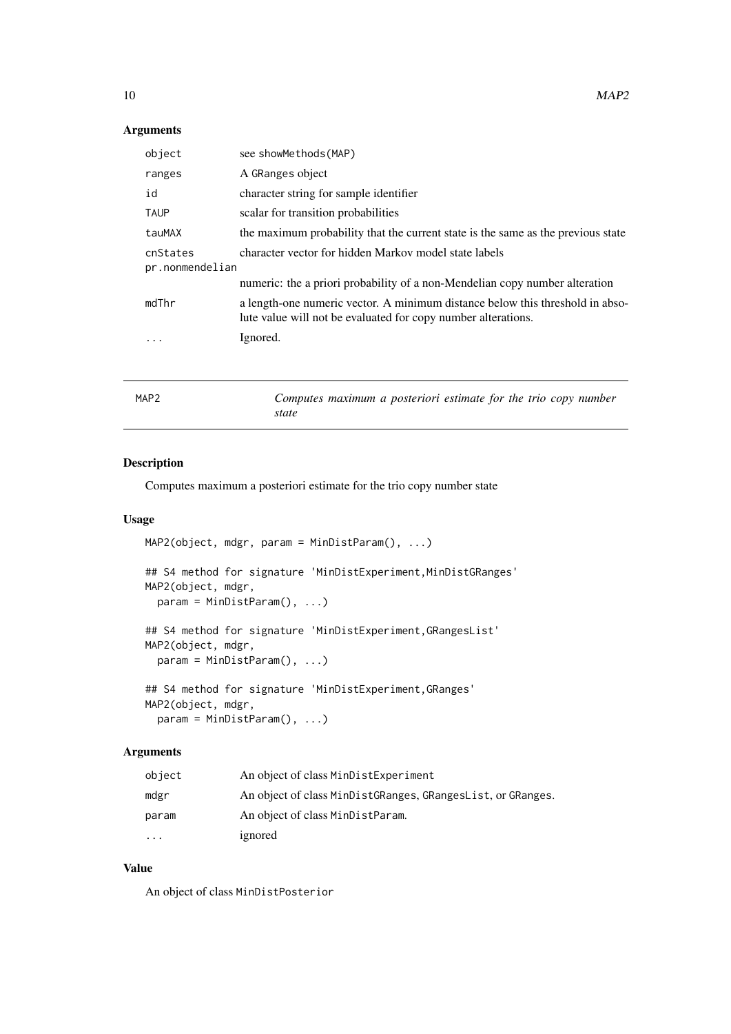## Arguments

| | |
|---|---|
| object | see showMethods(MAP) |
| ranges | A GRanges object |
| id | character string for sample identifier |
| TAUP | scalar for transition probabilities |
| tauMAX | the maximum probability that the current state is the same as the previous state |
| cnStates | character vector for hidden Markov model state labels |
| pr.nonmendelian | numeric: the a priori probability of a non-Mendelian copy number alteration |
| mdThr | a length-one numeric vector. A minimum distance below this threshold in absolute value will not be evaluated for copy number alterations. |
| ... | Ignored. |

---

# MAP2 — *Computes maximum a posteriori estimate for the trio copy number state*

## Description

Computes maximum a posteriori estimate for the trio copy number state

## Usage

```
MAP2(object, mdgr, param = MinDistParam(), ...)

## S4 method for signature 'MinDistExperiment,MinDistGRanges'
MAP2(object, mdgr,
  param = MinDistParam(), ...)

## S4 method for signature 'MinDistExperiment,GRangesList'
MAP2(object, mdgr,
  param = MinDistParam(), ...)

## S4 method for signature 'MinDistExperiment,GRanges'
MAP2(object, mdgr,
  param = MinDistParam(), ...)
```

## Arguments

| | |
|---|---|
| object | An object of class MinDistExperiment |
| mdgr | An object of class MinDistGRanges, GRangesList, or GRanges. |
| param | An object of class MinDistParam. |
| ... | ignored |

## Value

An object of class MinDistPosterior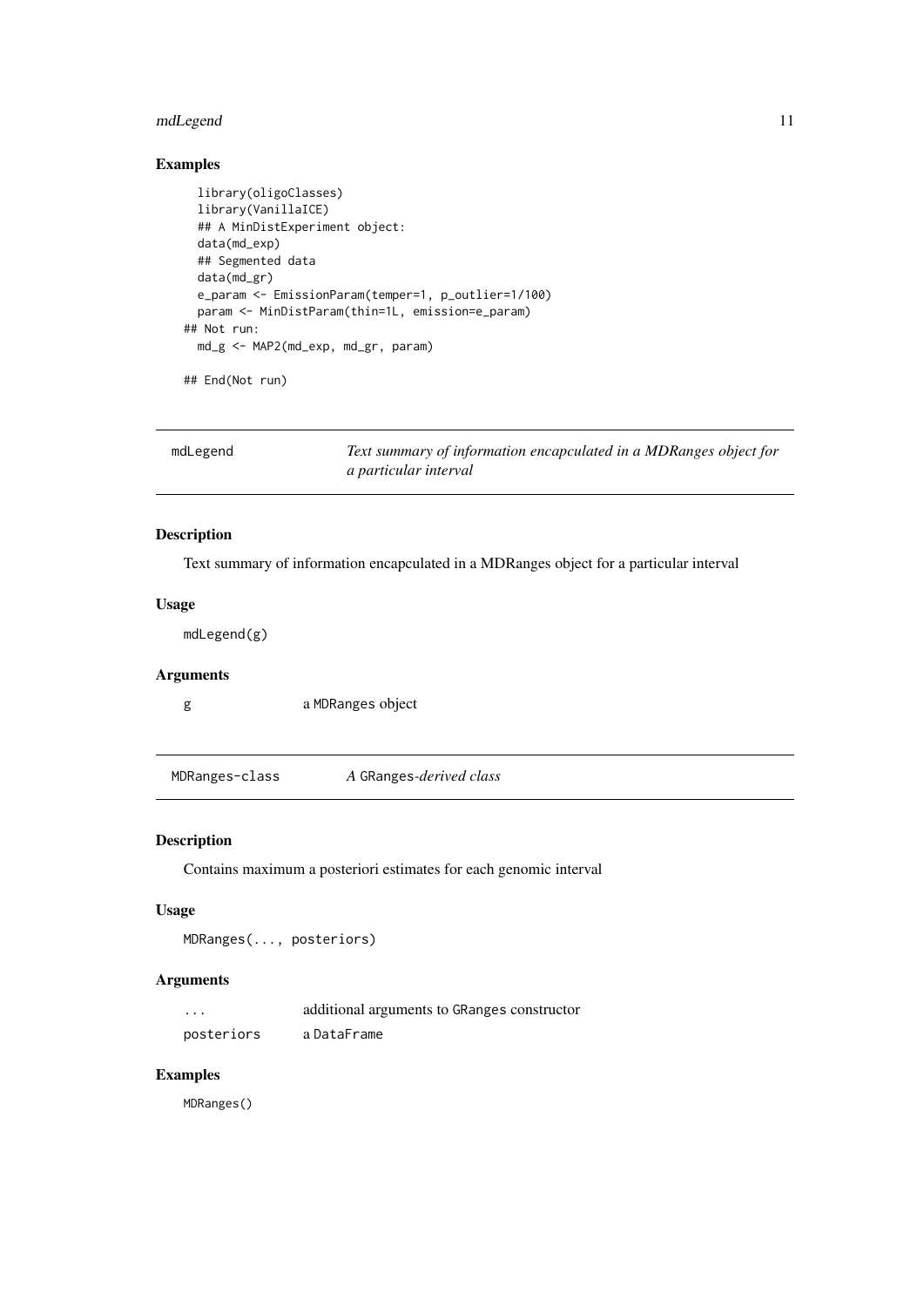### Examples

```
    library(oligoClasses)
    library(VanillaICE)
    ## A MinDistExperiment object:
    data(md_exp)
    ## Segmented data
    data(md_gr)
    e_param <- EmissionParam(temper=1, p_outlier=1/100)
    param <- MinDistParam(thin=1L, emission=e_param)
  ## Not run:
    md_g <- MAP2(md_exp, md_gr, param)

  ## End(Not run)
```

---

## mdLegend — *Text summary of information encapculated in a MDRanges object for a particular interval*

### Description

Text summary of information encapculated in a MDRanges object for a particular interval

### Usage

```
mdLegend(g)
```

### Arguments

| | |
|---|---|
| g | a MDRanges object |

---

## MDRanges-class — *A GRanges-derived class*

### Description

Contains maximum a posteriori estimates for each genomic interval

### Usage

```
MDRanges(..., posteriors)
```

### Arguments

| | |
|---|---|
| ... | additional arguments to GRanges constructor |
| posteriors | a DataFrame |

### Examples

```
MDRanges()
```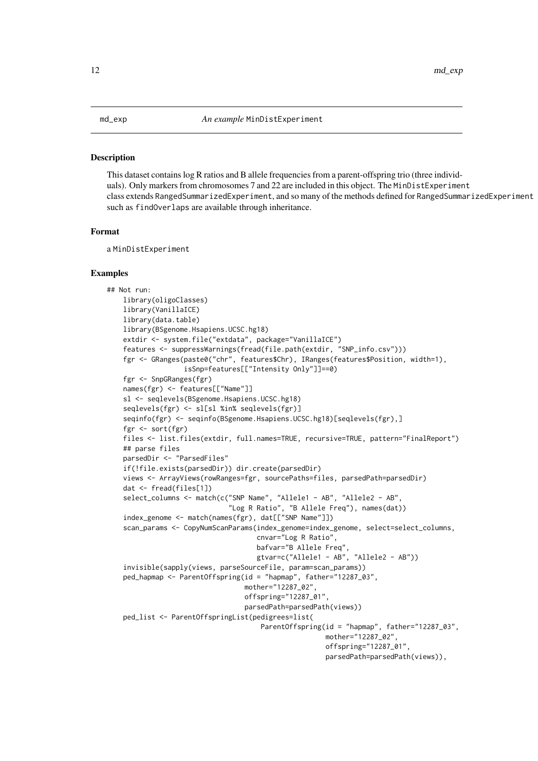md_exp *An example* MinDistExperiment

## Description

This dataset contains log R ratios and B allele frequencies from a parent-offspring trio (three individuals). Only markers from chromosomes 7 and 22 are included in this object. The MinDistExperiment class extends RangedSummarizedExperiment, and so many of the methods defined for RangedSummarizedExperiment such as findOverlaps are available through inheritance.

## Format

a MinDistExperiment

## Examples

```
## Not run:
    library(oligoClasses)
    library(VanillaICE)
    library(data.table)
    library(BSgenome.Hsapiens.UCSC.hg18)
    extdir <- system.file("extdata", package="VanillaICE")
    features <- suppressWarnings(fread(file.path(extdir, "SNP_info.csv")))
    fgr <- GRanges(paste0("chr", features$Chr), IRanges(features$Position, width=1),
                   isSnp=features[["Intensity Only"]]==0)
    fgr <- SnpGRanges(fgr)
    names(fgr) <- features[["Name"]]
    sl <- seqlevels(BSgenome.Hsapiens.UCSC.hg18)
    seqlevels(fgr) <- sl[sl %in% seqlevels(fgr)]
    seqinfo(fgr) <- seqinfo(BSgenome.Hsapiens.UCSC.hg18)[seqlevels(fgr),]
    fgr <- sort(fgr)
    files <- list.files(extdir, full.names=TRUE, recursive=TRUE, pattern="FinalReport")
    ## parse files
    parsedDir <- "ParsedFiles"
    if(!file.exists(parsedDir)) dir.create(parsedDir)
    views <- ArrayViews(rowRanges=fgr, sourcePaths=files, parsedPath=parsedDir)
    dat <- fread(files[1])
    select_columns <- match(c("SNP Name", "Allele1 - AB", "Allele2 - AB",
                              "Log R Ratio", "B Allele Freq"), names(dat))
    index_genome <- match(names(fgr), dat[["SNP Name"]])
    scan_params <- CopyNumScanParams(index_genome=index_genome, select=select_columns,
                                     cnvar="Log R Ratio",
                                     bafvar="B Allele Freq",
                                     gtvar=c("Allele1 - AB", "Allele2 - AB"))
    invisible(sapply(views, parseSourceFile, param=scan_params))
    ped_hapmap <- ParentOffspring(id = "hapmap", father="12287_03",
                                  mother="12287_02",
                                  offspring="12287_01",
                                  parsedPath=parsedPath(views))
    ped_list <- ParentOffspringList(pedigrees=list(
                                      ParentOffspring(id = "hapmap", father="12287_03",
                                                      mother="12287_02",
                                                      offspring="12287_01",
                                                      parsedPath=parsedPath(views)),
```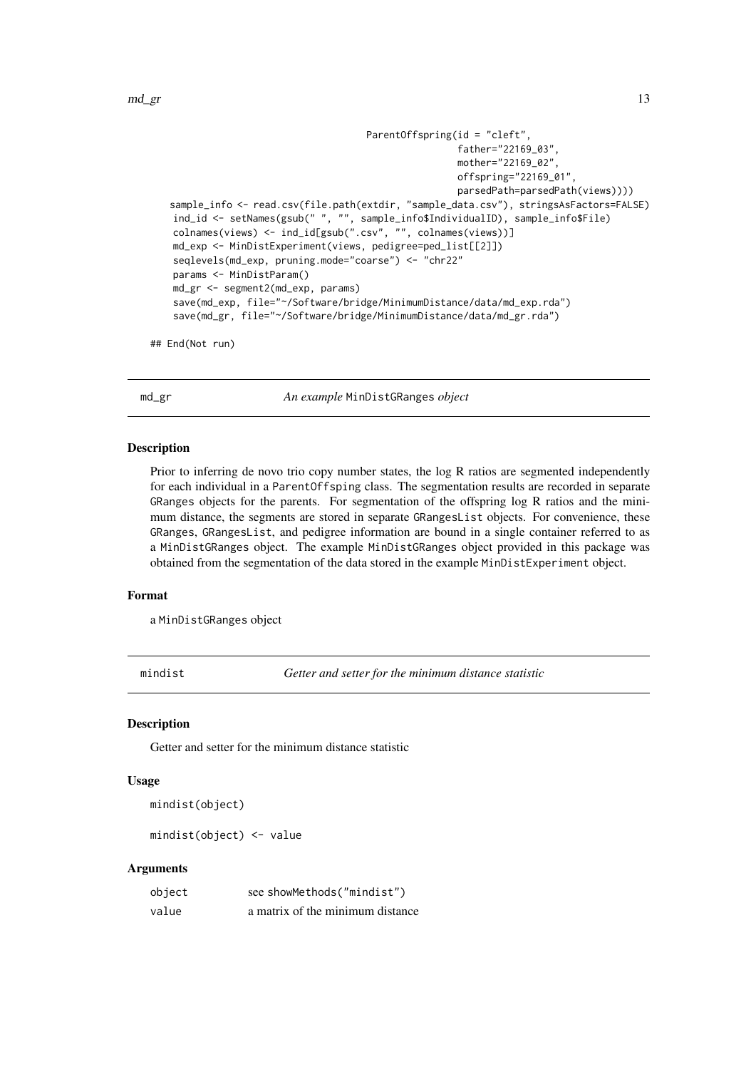```
                                        ParentOffspring(id = "cleft",
                                                        father="22169_03",
                                                        mother="22169_02",
                                                        offspring="22169_01",
                                                        parsedPath=parsedPath(views))))
   sample_info <- read.csv(file.path(extdir, "sample_data.csv"), stringsAsFactors=FALSE)
   ind_id <- setNames(gsub(" ", "", sample_info$IndividualID), sample_info$File)
   colnames(views) <- ind_id[gsub(".csv", "", colnames(views))]
   md_exp <- MinDistExperiment(views, pedigree=ped_list[[2]])
   seqlevels(md_exp, pruning.mode="coarse") <- "chr22"
   params <- MinDistParam()
   md_gr <- segment2(md_exp, params)
   save(md_exp, file="~/Software/bridge/MinimumDistance/data/md_exp.rda")
   save(md_gr, file="~/Software/bridge/MinimumDistance/data/md_gr.rda")

## End(Not run)
```

## md_gr — *An example* MinDistGRanges *object*

### Description

Prior to inferring de novo trio copy number states, the log R ratios are segmented independently for each individual in a ParentOffsping class. The segmentation results are recorded in separate GRanges objects for the parents. For segmentation of the offspring log R ratios and the minimum distance, the segments are stored in separate GRangesList objects. For convenience, these GRanges, GRangesList, and pedigree information are bound in a single container referred to as a MinDistGRanges object. The example MinDistGRanges object provided in this package was obtained from the segmentation of the data stored in the example MinDistExperiment object.

### Format

a MinDistGRanges object

## mindist — *Getter and setter for the minimum distance statistic*

### Description

Getter and setter for the minimum distance statistic

### Usage

```
mindist(object)

mindist(object) <- value
```

### Arguments

| | |
|---|---|
| object | see showMethods("mindist") |
| value | a matrix of the minimum distance |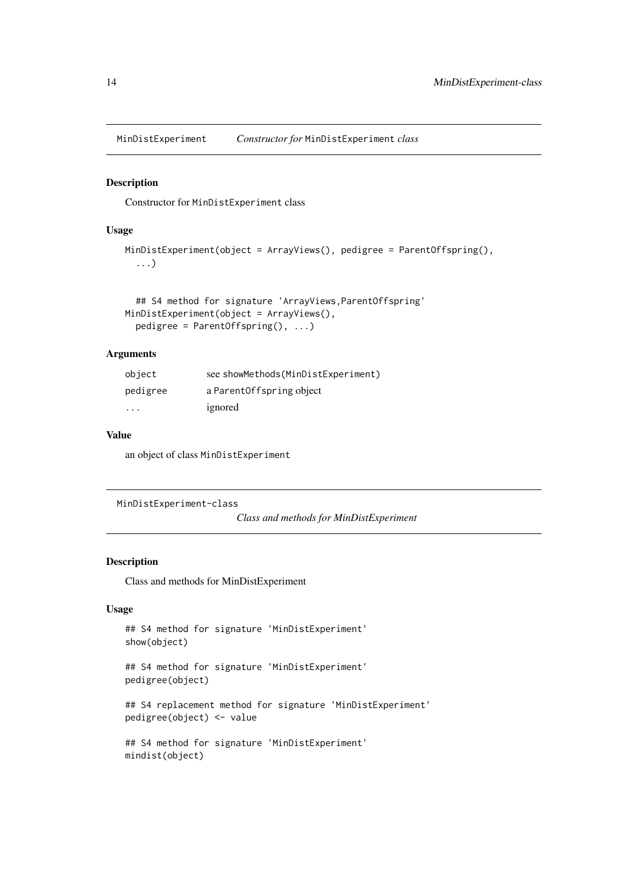MinDistExperiment *Constructor for* MinDistExperiment *class*

### Description

Constructor for MinDistExperiment class

### Usage

```
MinDistExperiment(object = ArrayViews(), pedigree = ParentOffspring(),
  ...)

  ## S4 method for signature 'ArrayViews,ParentOffspring'
MinDistExperiment(object = ArrayViews(),
  pedigree = ParentOffspring(), ...)
```

### Arguments

| | |
|---|---|
| object | see showMethods(MinDistExperiment) |
| pedigree | a ParentOffspring object |
| ... | ignored |

### Value

an object of class MinDistExperiment

MinDistExperiment-class *Class and methods for MinDistExperiment*

### Description

Class and methods for MinDistExperiment

### Usage

```
## S4 method for signature 'MinDistExperiment'
show(object)

## S4 method for signature 'MinDistExperiment'
pedigree(object)

## S4 replacement method for signature 'MinDistExperiment'
pedigree(object) <- value

## S4 method for signature 'MinDistExperiment'
mindist(object)
```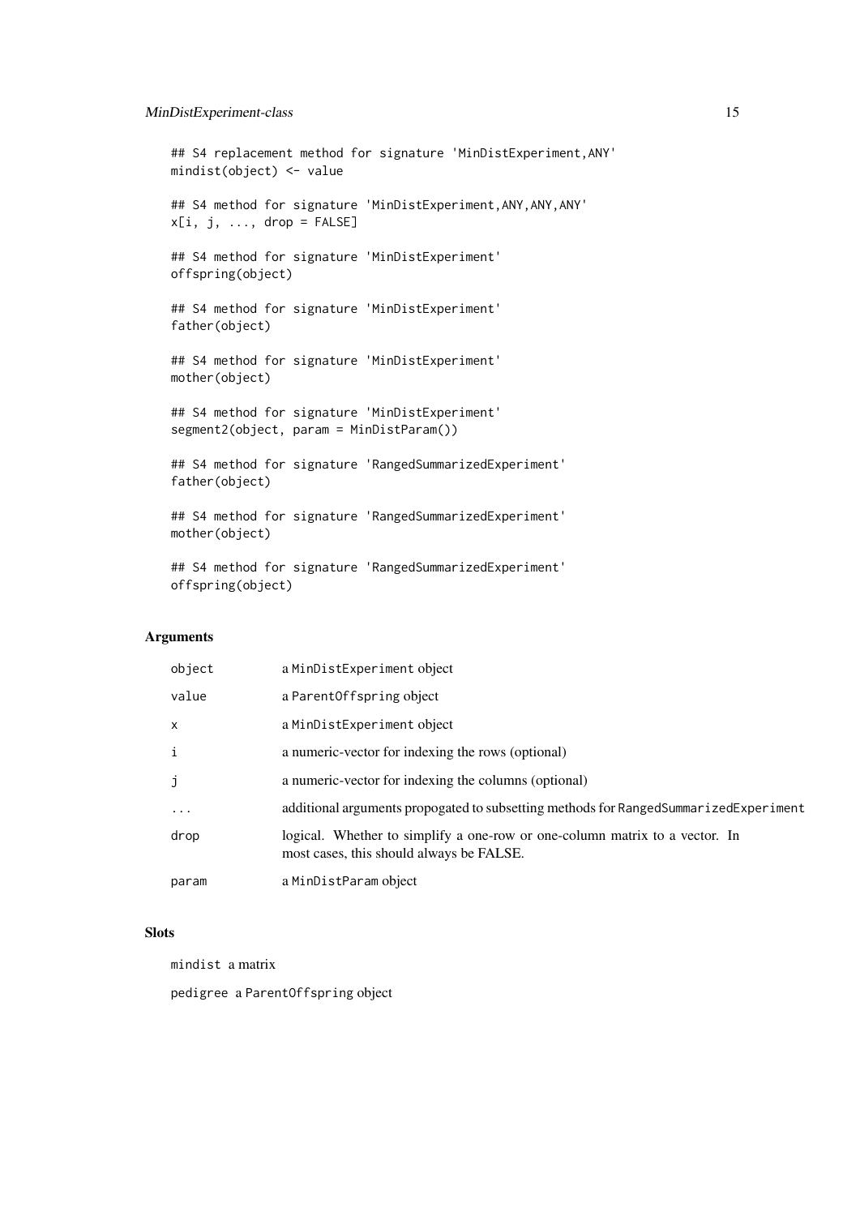```
## S4 replacement method for signature 'MinDistExperiment,ANY'
mindist(object) <- value

## S4 method for signature 'MinDistExperiment,ANY,ANY,ANY'
x[i, j, ..., drop = FALSE]

## S4 method for signature 'MinDistExperiment'
offspring(object)

## S4 method for signature 'MinDistExperiment'
father(object)

## S4 method for signature 'MinDistExperiment'
mother(object)

## S4 method for signature 'MinDistExperiment'
segment2(object, param = MinDistParam())

## S4 method for signature 'RangedSummarizedExperiment'
father(object)

## S4 method for signature 'RangedSummarizedExperiment'
mother(object)

## S4 method for signature 'RangedSummarizedExperiment'
offspring(object)
```

### Arguments

| | |
|---|---|
| `object` | a `MinDistExperiment` object |
| `value` | a `ParentOffspring` object |
| `x` | a `MinDistExperiment` object |
| `i` | a numeric-vector for indexing the rows (optional) |
| `j` | a numeric-vector for indexing the columns (optional) |
| `...` | additional arguments propogated to subsetting methods for `RangedSummarizedExperiment` |
| `drop` | logical. Whether to simplify a one-row or one-column matrix to a vector. In most cases, this should always be FALSE. |
| `param` | a `MinDistParam` object |

### Slots

`mindist` a matrix

`pedigree` a `ParentOffspring` object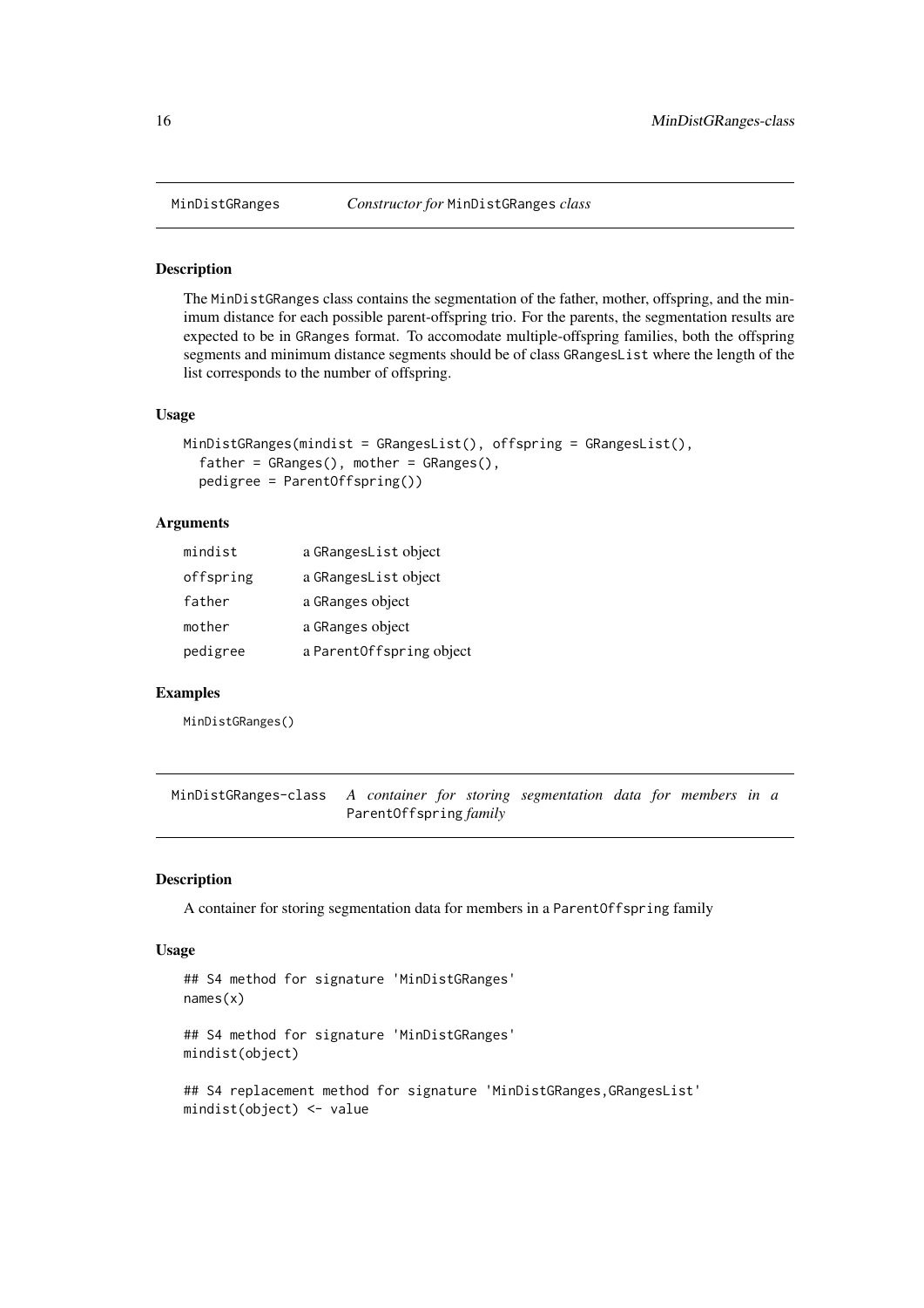## MinDistGRanges — *Constructor for* MinDistGRanges *class*

### Description

The MinDistGRanges class contains the segmentation of the father, mother, offspring, and the minimum distance for each possible parent-offspring trio. For the parents, the segmentation results are expected to be in GRanges format. To accomodate multiple-offspring families, both the offspring segments and minimum distance segments should be of class GRangesList where the length of the list corresponds to the number of offspring.

### Usage

```
MinDistGRanges(mindist = GRangesList(), offspring = GRangesList(),
  father = GRanges(), mother = GRanges(),
  pedigree = ParentOffspring())
```

### Arguments

| | |
|---|---|
| mindist | a GRangesList object |
| offspring | a GRangesList object |
| father | a GRanges object |
| mother | a GRanges object |
| pedigree | a ParentOffspring object |

### Examples

```
MinDistGRanges()
```

## MinDistGRanges-class — *A container for storing segmentation data for members in a* ParentOffspring *family*

### Description

A container for storing segmentation data for members in a ParentOffspring family

### Usage

```
## S4 method for signature 'MinDistGRanges'
names(x)

## S4 method for signature 'MinDistGRanges'
mindist(object)

## S4 replacement method for signature 'MinDistGRanges,GRangesList'
mindist(object) <- value
```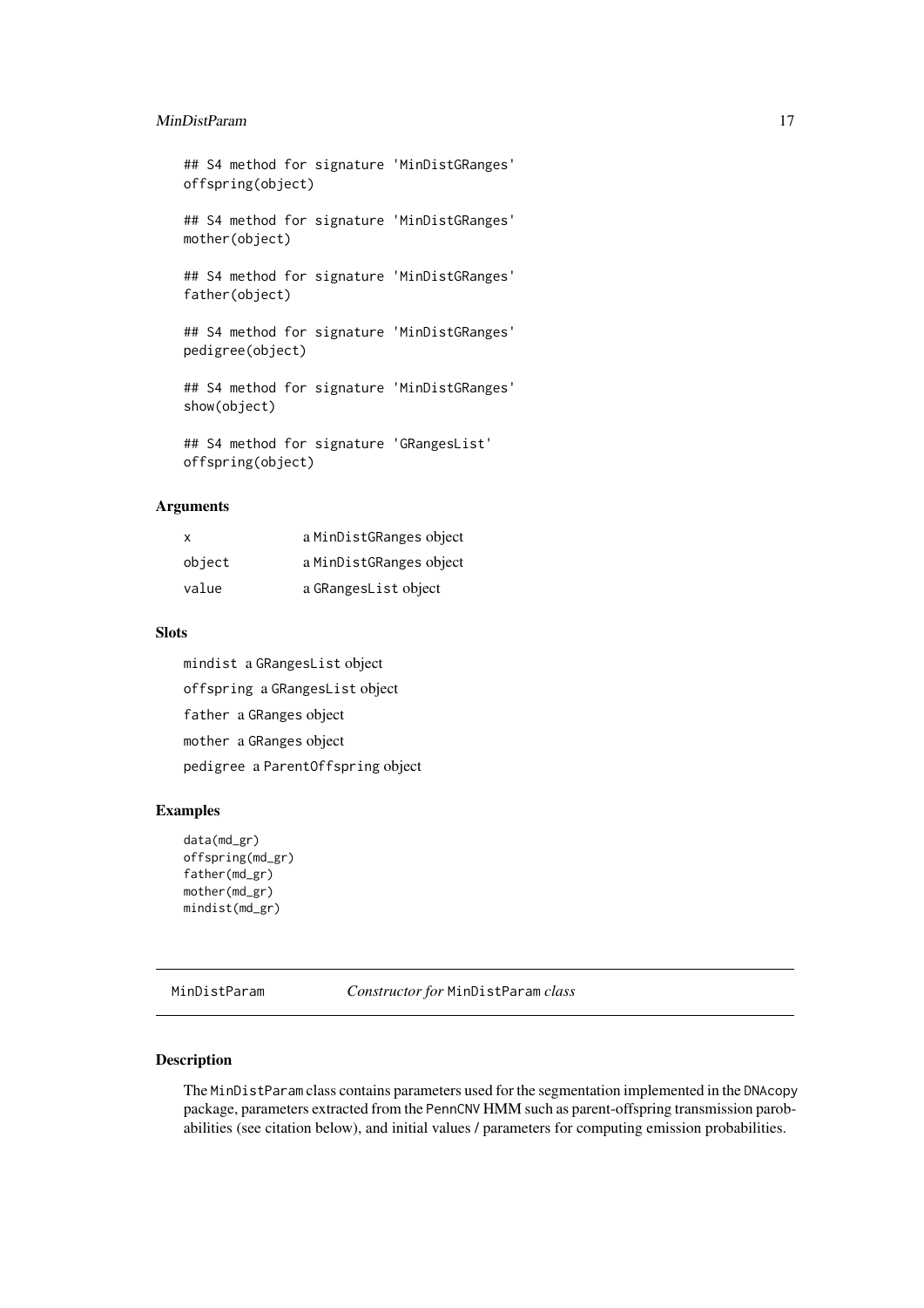```
## S4 method for signature 'MinDistGRanges'
offspring(object)

## S4 method for signature 'MinDistGRanges'
mother(object)

## S4 method for signature 'MinDistGRanges'
father(object)

## S4 method for signature 'MinDistGRanges'
pedigree(object)

## S4 method for signature 'MinDistGRanges'
show(object)

## S4 method for signature 'GRangesList'
offspring(object)
```

### Arguments

| | |
|---|---|
| x | a MinDistGRanges object |
| object | a MinDistGRanges object |
| value | a GRangesList object |

### Slots

- mindist a GRangesList object
- offspring a GRangesList object
- father a GRanges object
- mother a GRanges object
- pedigree a ParentOffspring object

### Examples

```
data(md_gr)
offspring(md_gr)
father(md_gr)
mother(md_gr)
mindist(md_gr)
```

---

## MinDistParam — *Constructor for* MinDistParam *class*

### Description

The MinDistParam class contains parameters used for the segmentation implemented in the DNAcopy package, parameters extracted from the PennCNV HMM such as parent-offspring transmission parobabilities (see citation below), and initial values / parameters for computing emission probabilities.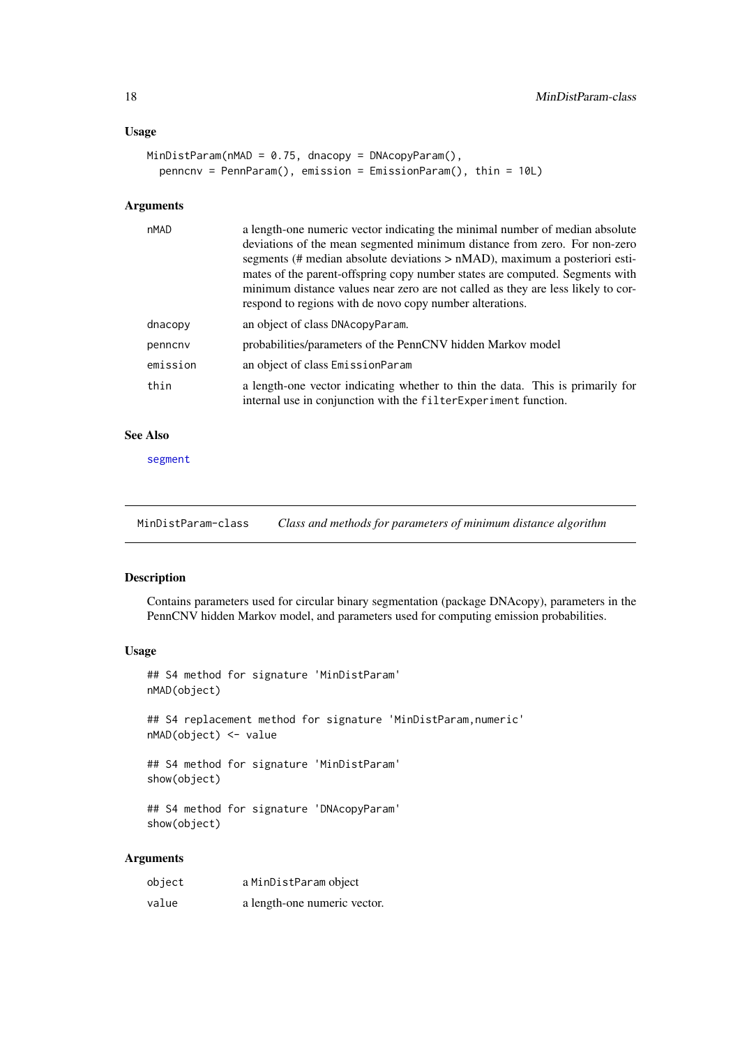### Usage

```
MinDistParam(nMAD = 0.75, dnacopy = DNAcopyParam(),
  penncnv = PennParam(), emission = EmissionParam(), thin = 10L)
```

### Arguments

| | |
|---|---|
| nMAD | a length-one numeric vector indicating the minimal number of median absolute deviations of the mean segmented minimum distance from zero. For non-zero segments (# median absolute deviations > nMAD), maximum a posteriori estimates of the parent-offspring copy number states are computed. Segments with minimum distance values near zero are not called as they are less likely to correspond to regions with de novo copy number alterations. |
| dnacopy | an object of class `DNAcopyParam`. |
| penncnv | probabilities/parameters of the PennCNV hidden Markov model |
| emission | an object of class `EmissionParam` |
| thin | a length-one vector indicating whether to thin the data. This is primarily for internal use in conjunction with the `filterExperiment` function. |

### See Also

segment

---

## MinDistParam-class *Class and methods for parameters of minimum distance algorithm*

### Description

Contains parameters used for circular binary segmentation (package DNAcopy), parameters in the PennCNV hidden Markov model, and parameters used for computing emission probabilities.

### Usage

```
## S4 method for signature 'MinDistParam'
nMAD(object)

## S4 replacement method for signature 'MinDistParam,numeric'
nMAD(object) <- value

## S4 method for signature 'MinDistParam'
show(object)

## S4 method for signature 'DNAcopyParam'
show(object)
```

### Arguments

| | |
|---|---|
| object | a `MinDistParam` object |
| value | a length-one numeric vector. |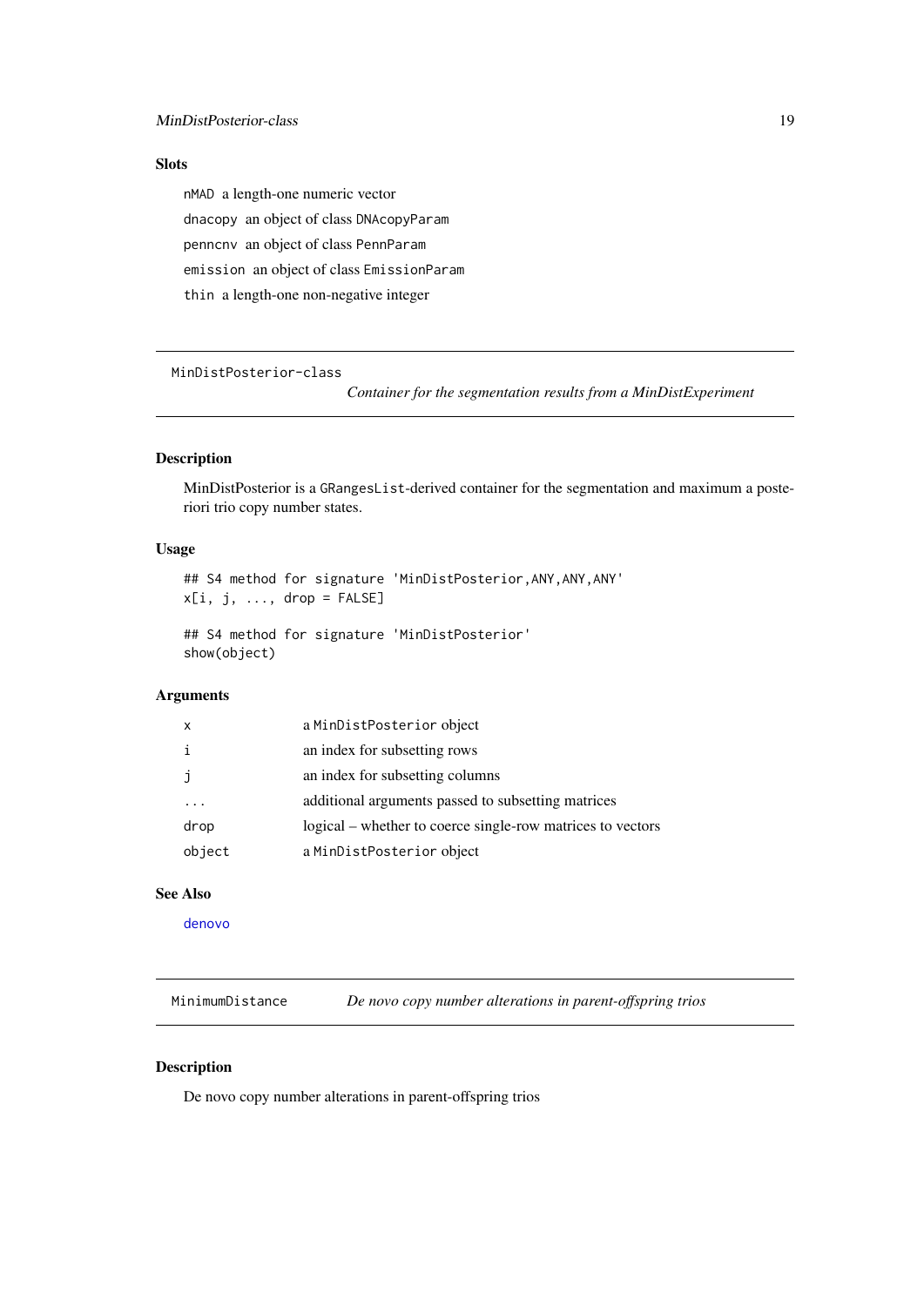### Slots

- `nMAD` a length-one numeric vector
- `dnacopy` an object of class `DNAcopyParam`
- `penncnv` an object of class `PennParam`
- `emission` an object of class `EmissionParam`
- `thin` a length-one non-negative integer

---

## MinDistPosterior-class

*Container for the segmentation results from a MinDistExperiment*

---

### Description

MinDistPosterior is a `GRangesList`-derived container for the segmentation and maximum a posteriori trio copy number states.

### Usage

```
## S4 method for signature 'MinDistPosterior,ANY,ANY,ANY'
x[i, j, ..., drop = FALSE]

## S4 method for signature 'MinDistPosterior'
show(object)
```

### Arguments

| | |
|---|---|
| `x` | a `MinDistPosterior` object |
| `i` | an index for subsetting rows |
| `j` | an index for subsetting columns |
| `...` | additional arguments passed to subsetting matrices |
| `drop` | logical – whether to coerce single-row matrices to vectors |
| `object` | a `MinDistPosterior` object |

### See Also

`denovo`

---

## MinimumDistance

*De novo copy number alterations in parent-offspring trios*

---

### Description

De novo copy number alterations in parent-offspring trios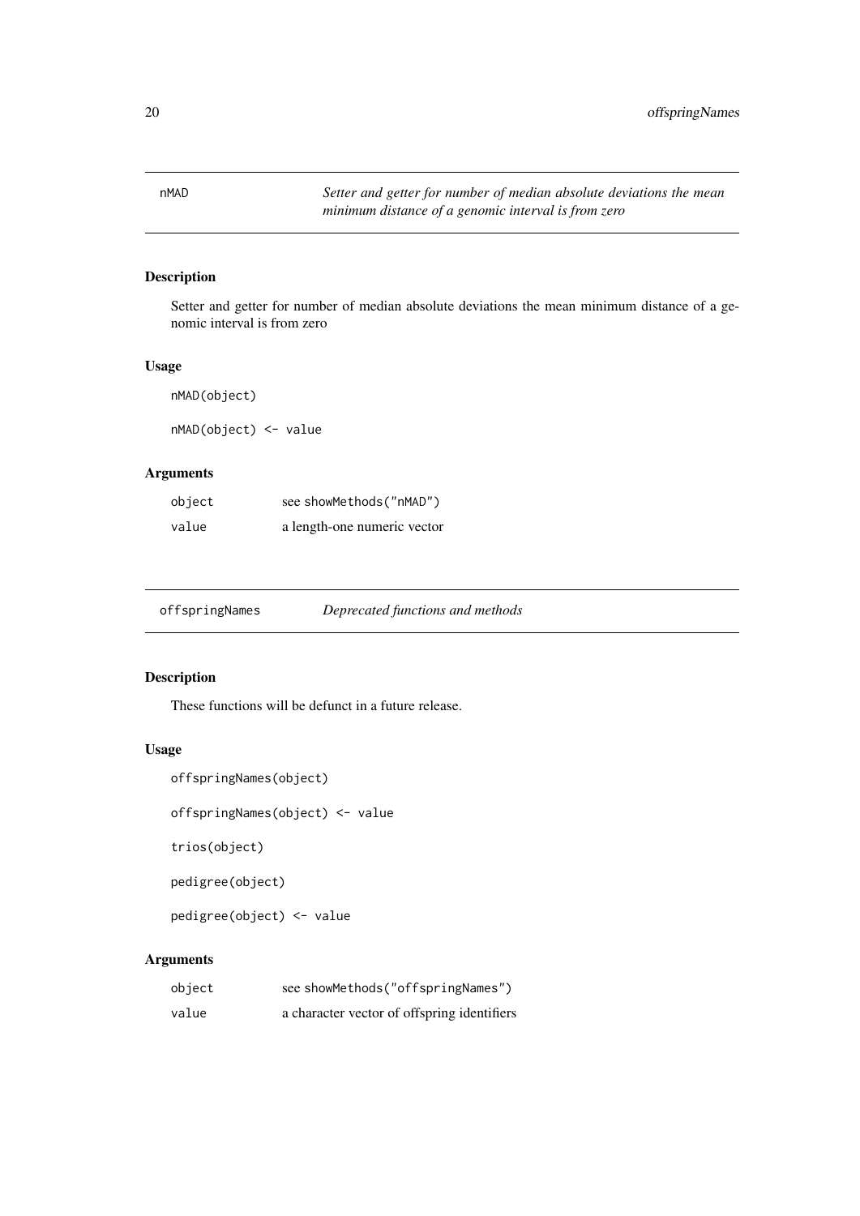## nMAD — *Setter and getter for number of median absolute deviations the mean minimum distance of a genomic interval is from zero*

### Description

Setter and getter for number of median absolute deviations the mean minimum distance of a genomic interval is from zero

### Usage

```
nMAD(object)

nMAD(object) <- value
```

### Arguments

| | |
|---|---|
| object | see showMethods("nMAD") |
| value | a length-one numeric vector |

## offspringNames — *Deprecated functions and methods*

### Description

These functions will be defunct in a future release.

### Usage

```
offspringNames(object)

offspringNames(object) <- value

trios(object)

pedigree(object)

pedigree(object) <- value
```

### Arguments

| | |
|---|---|
| object | see showMethods("offspringNames") |
| value | a character vector of offspring identifiers |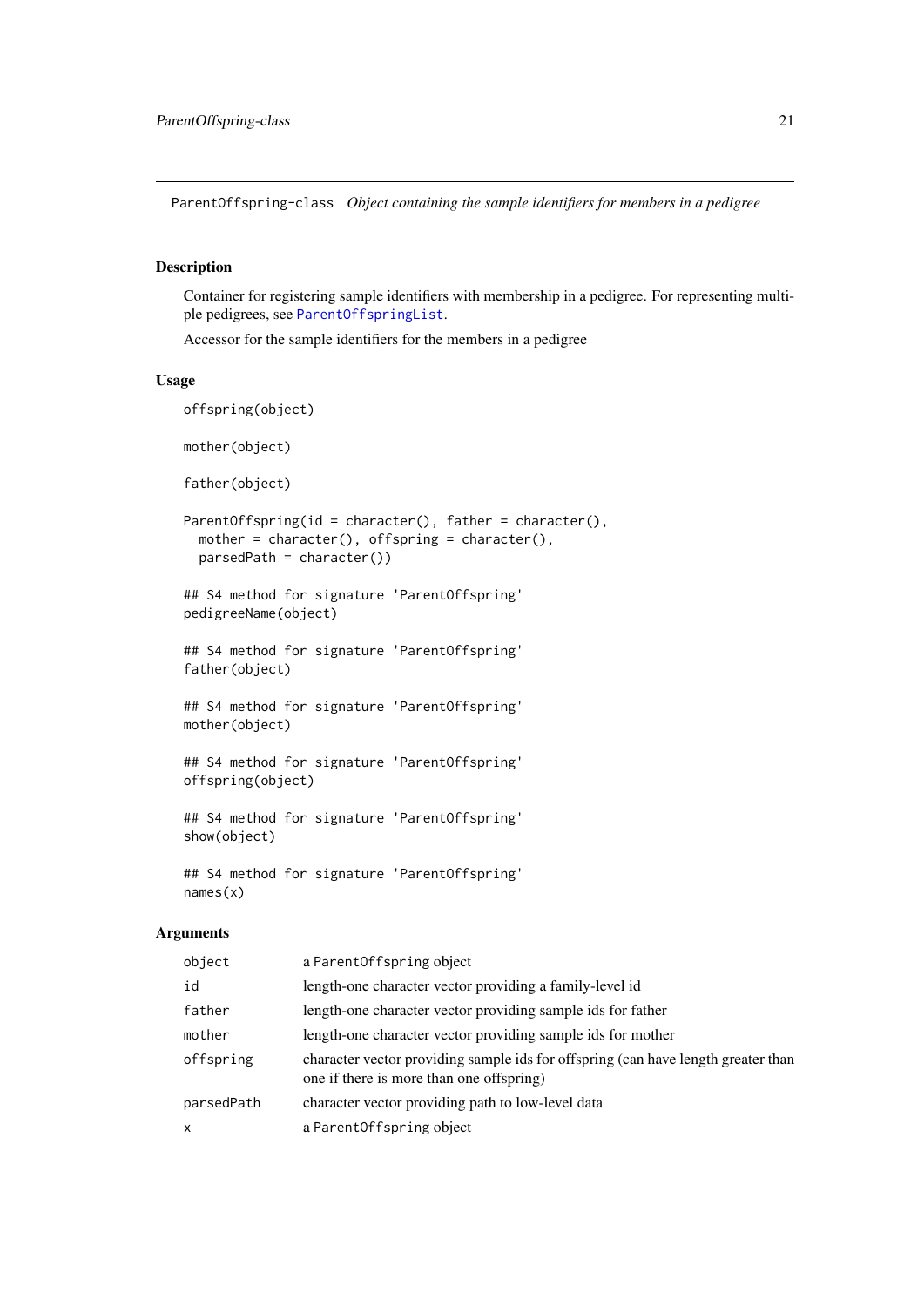ParentOffspring-class *Object containing the sample identifiers for members in a pedigree*

## Description

Container for registering sample identifiers with membership in a pedigree. For representing multiple pedigrees, see ParentOffspringList.

Accessor for the sample identifiers for the members in a pedigree

## Usage

```
offspring(object)

mother(object)

father(object)

ParentOffspring(id = character(), father = character(),
  mother = character(), offspring = character(),
  parsedPath = character())

## S4 method for signature 'ParentOffspring'
pedigreeName(object)

## S4 method for signature 'ParentOffspring'
father(object)

## S4 method for signature 'ParentOffspring'
mother(object)

## S4 method for signature 'ParentOffspring'
offspring(object)

## S4 method for signature 'ParentOffspring'
show(object)

## S4 method for signature 'ParentOffspring'
names(x)
```

## Arguments

| | |
|---|---|
| object | a ParentOffspring object |
| id | length-one character vector providing a family-level id |
| father | length-one character vector providing sample ids for father |
| mother | length-one character vector providing sample ids for mother |
| offspring | character vector providing sample ids for offspring (can have length greater than one if there is more than one offspring) |
| parsedPath | character vector providing path to low-level data |
| x | a ParentOffspring object |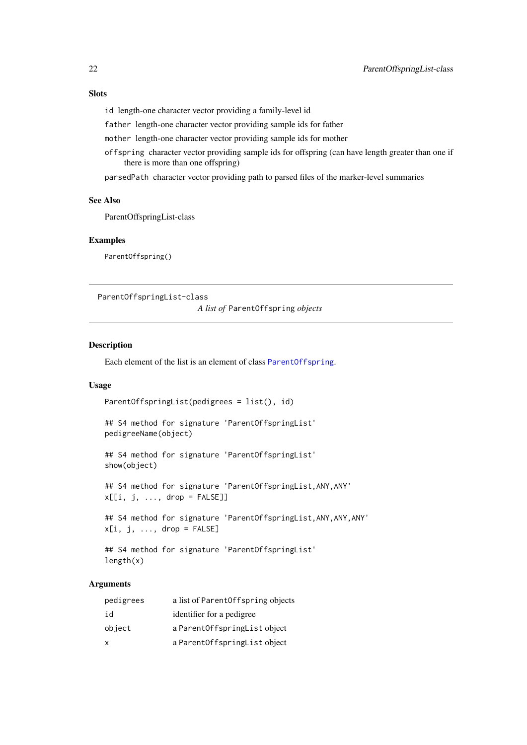### Slots

`id` length-one character vector providing a family-level id

`father` length-one character vector providing sample ids for father

`mother` length-one character vector providing sample ids for mother

`offspring` character vector providing sample ids for offspring (can have length greater than one if there is more than one offspring)

`parsedPath` character vector providing path to parsed files of the marker-level summaries

### See Also

ParentOffspringList-class

### Examples

```
ParentOffspring()
```

---

## ParentOffspringList-class

*A list of* `ParentOffspring` *objects*

---

### Description

Each element of the list is an element of class `ParentOffspring`.

### Usage

```
ParentOffspringList(pedigrees = list(), id)

## S4 method for signature 'ParentOffspringList'
pedigreeName(object)

## S4 method for signature 'ParentOffspringList'
show(object)

## S4 method for signature 'ParentOffspringList,ANY,ANY'
x[[i, j, ..., drop = FALSE]]

## S4 method for signature 'ParentOffspringList,ANY,ANY,ANY'
x[i, j, ..., drop = FALSE]

## S4 method for signature 'ParentOffspringList'
length(x)
```

### Arguments

| | |
|---|---|
| `pedigrees` | a list of `ParentOffspring` objects |
| `id` | identifier for a pedigree |
| `object` | a `ParentOffspringList` object |
| `x` | a `ParentOffspringList` object |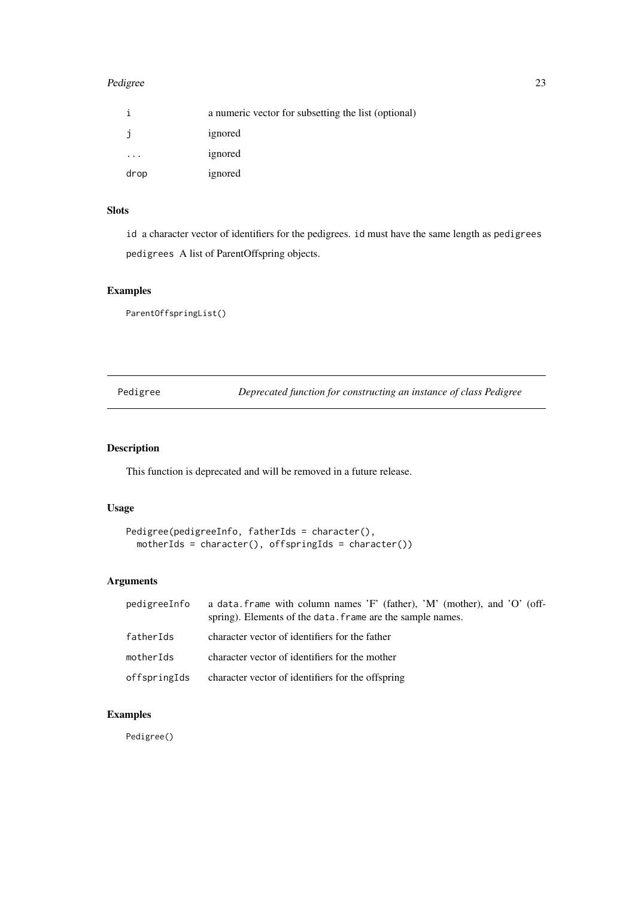| | |
|---|---|
| i | a numeric vector for subsetting the list (optional) |
| j | ignored |
| ... | ignored |
| drop | ignored |

### Slots

id a character vector of identifiers for the pedigrees. id must have the same length as pedigrees

pedigrees A list of ParentOffspring objects.

### Examples

```
ParentOffspringList()
```

---

## Pedigree *Deprecated function for constructing an instance of class Pedigree*

---

### Description

This function is deprecated and will be removed in a future release.

### Usage

```
Pedigree(pedigreeInfo, fatherIds = character(),
  motherIds = character(), offspringIds = character())
```

### Arguments

| | |
|---|---|
| pedigreeInfo | a data.frame with column names 'F' (father), 'M' (mother), and 'O' (offspring). Elements of the data.frame are the sample names. |
| fatherIds | character vector of identifiers for the father |
| motherIds | character vector of identifiers for the mother |
| offspringIds | character vector of identifiers for the offspring |

### Examples

```
Pedigree()
```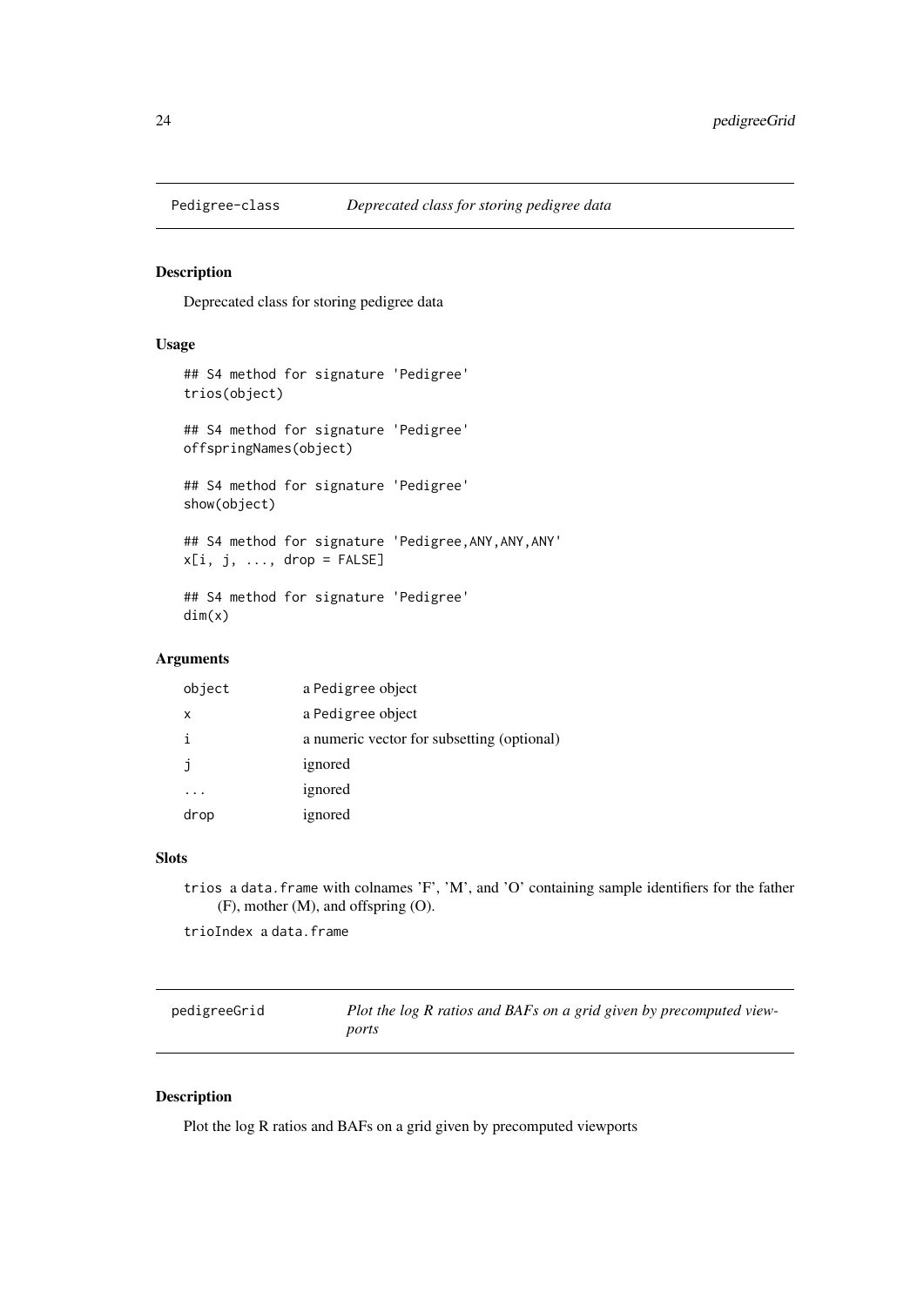## Pedigree-class — *Deprecated class for storing pedigree data*

### Description

Deprecated class for storing pedigree data

### Usage

```
## S4 method for signature 'Pedigree'
trios(object)

## S4 method for signature 'Pedigree'
offspringNames(object)

## S4 method for signature 'Pedigree'
show(object)

## S4 method for signature 'Pedigree,ANY,ANY,ANY'
x[i, j, ..., drop = FALSE]

## S4 method for signature 'Pedigree'
dim(x)
```

### Arguments

| | |
|---|---|
| object | a Pedigree object |
| x | a Pedigree object |
| i | a numeric vector for subsetting (optional) |
| j | ignored |
| ... | ignored |
| drop | ignored |

### Slots

trios a data.frame with colnames 'F', 'M', and 'O' containing sample identifiers for the father (F), mother (M), and offspring (O).

trioIndex a data.frame

## pedigreeGrid — *Plot the log R ratios and BAFs on a grid given by precomputed viewports*

### Description

Plot the log R ratios and BAFs on a grid given by precomputed viewports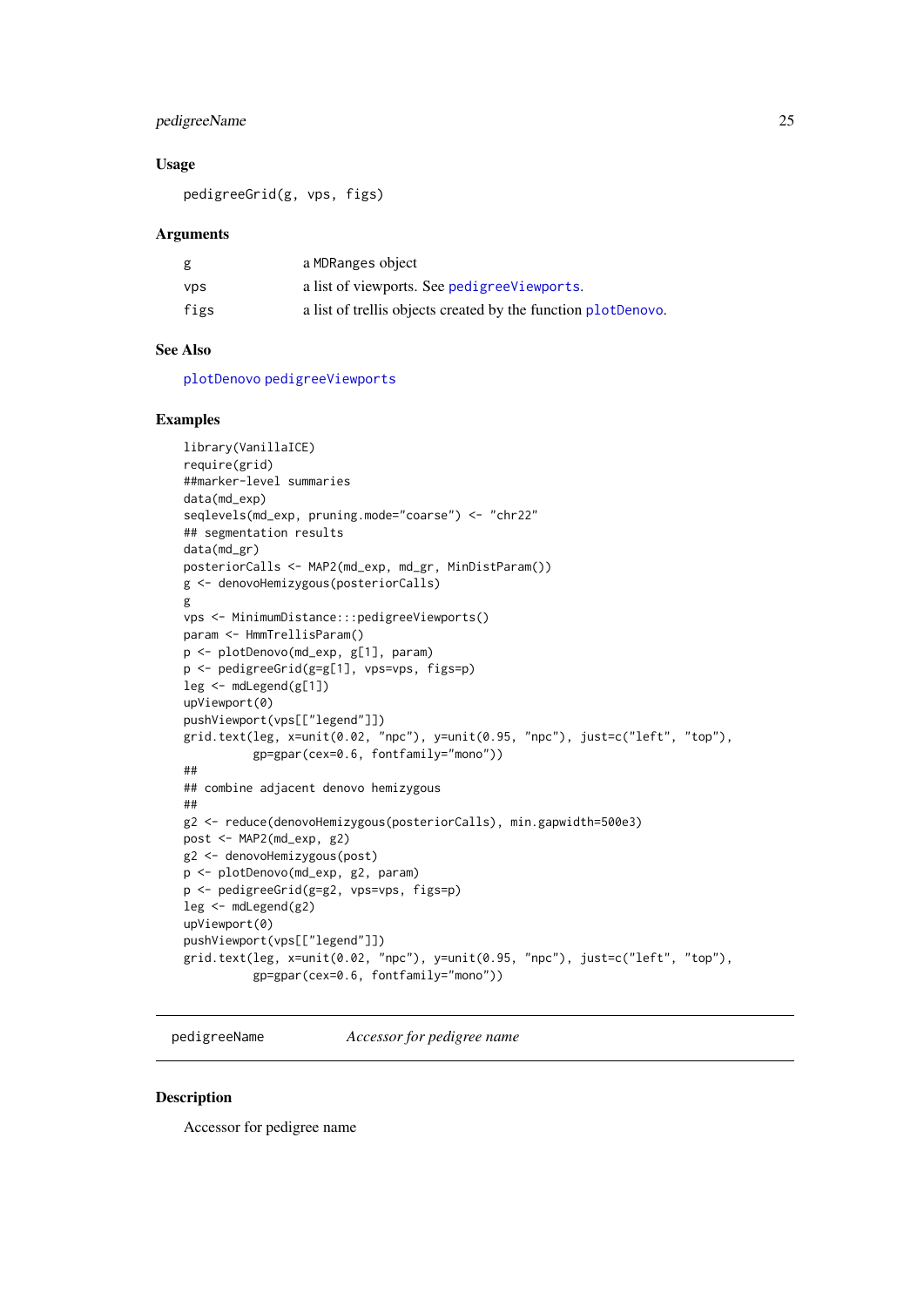### Usage

```
pedigreeGrid(g, vps, figs)
```

### Arguments

| | |
|---|---|
| g | a MDRanges object |
| vps | a list of viewports. See pedigreeViewports. |
| figs | a list of trellis objects created by the function plotDenovo. |

### See Also

plotDenovo pedigreeViewports

### Examples

```
library(VanillaICE)
require(grid)
##marker-level summaries
data(md_exp)
seqlevels(md_exp, pruning.mode="coarse") <- "chr22"
## segmentation results
data(md_gr)
posteriorCalls <- MAP2(md_exp, md_gr, MinDistParam())
g <- denovoHemizygous(posteriorCalls)
g
vps <- MinimumDistance:::pedigreeViewports()
param <- HmmTrellisParam()
p <- plotDenovo(md_exp, g[1], param)
p <- pedigreeGrid(g=g[1], vps=vps, figs=p)
leg <- mdLegend(g[1])
upViewport(0)
pushViewport(vps[["legend"]])
grid.text(leg, x=unit(0.02, "npc"), y=unit(0.95, "npc"), just=c("left", "top"),
          gp=gpar(cex=0.6, fontfamily="mono"))
##
## combine adjacent denovo hemizygous
##
g2 <- reduce(denovoHemizygous(posteriorCalls), min.gapwidth=500e3)
post <- MAP2(md_exp, g2)
g2 <- denovoHemizygous(post)
p <- plotDenovo(md_exp, g2, param)
p <- pedigreeGrid(g=g2, vps=vps, figs=p)
leg <- mdLegend(g2)
upViewport(0)
pushViewport(vps[["legend"]])
grid.text(leg, x=unit(0.02, "npc"), y=unit(0.95, "npc"), just=c("left", "top"),
          gp=gpar(cex=0.6, fontfamily="mono"))
```

---

## pedigreeName *Accessor for pedigree name*

---

### Description

Accessor for pedigree name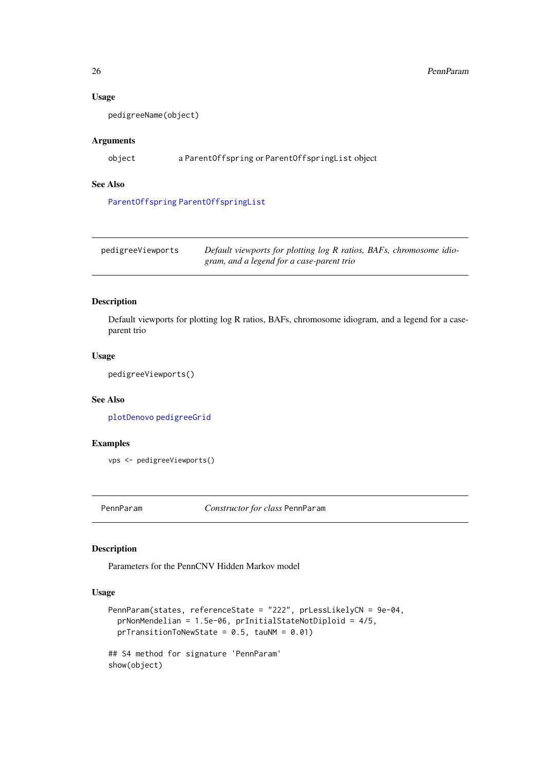### Usage

```
pedigreeName(object)
```

### Arguments

object a ParentOffspring or ParentOffspringList object

### See Also

ParentOffspring ParentOffspringList

---

## pedigreeViewports *Default viewports for plotting log R ratios, BAFs, chromosome idiogram, and a legend for a case-parent trio*

### Description

Default viewports for plotting log R ratios, BAFs, chromosome idiogram, and a legend for a case-parent trio

### Usage

```
pedigreeViewports()
```

### See Also

plotDenovo pedigreeGrid

### Examples

```
vps <- pedigreeViewports()
```

---

## PennParam *Constructor for class* PennParam

### Description

Parameters for the PennCNV Hidden Markov model

### Usage

```
PennParam(states, referenceState = "222", prLessLikelyCN = 9e-04,
  prNonMendelian = 1.5e-06, prInitialStateNotDiploid = 4/5,
  prTransitionToNewState = 0.5, tauNM = 0.01)

## S4 method for signature 'PennParam'
show(object)
```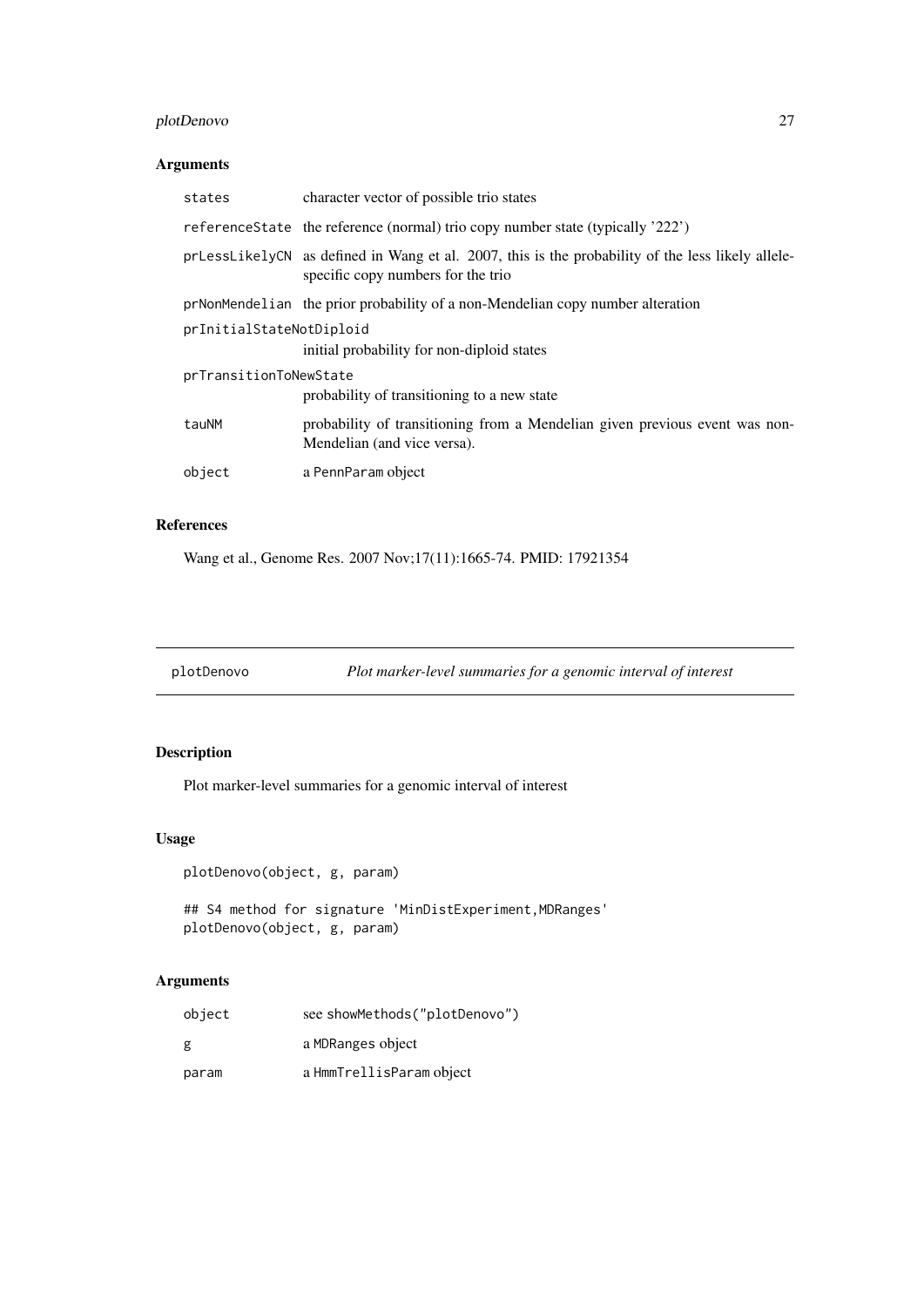## Arguments

| | |
|---|---|
| `states` | character vector of possible trio states |
| `referenceState` | the reference (normal) trio copy number state (typically '222') |
| `prLessLikelyCN` | as defined in Wang et al. 2007, this is the probability of the less likely allele-specific copy numbers for the trio |
| `prNonMendelian` | the prior probability of a non-Mendelian copy number alteration |
| `prInitialStateNotDiploid` | initial probability for non-diploid states |
| `prTransitionToNewState` | probability of transitioning to a new state |
| `tauNM` | probability of transitioning from a Mendelian given previous event was non-Mendelian (and vice versa). |
| `object` | a `PennParam` object |

## References

Wang et al., Genome Res. 2007 Nov;17(11):1665-74. PMID: 17921354

---

# plotDenovo — *Plot marker-level summaries for a genomic interval of interest*

## Description

Plot marker-level summaries for a genomic interval of interest

## Usage

```
plotDenovo(object, g, param)

## S4 method for signature 'MinDistExperiment,MDRanges'
plotDenovo(object, g, param)
```

## Arguments

| | |
|---|---|
| `object` | see `showMethods("plotDenovo")` |
| `g` | a `MDRanges` object |
| `param` | a `HmmTrellisParam` object |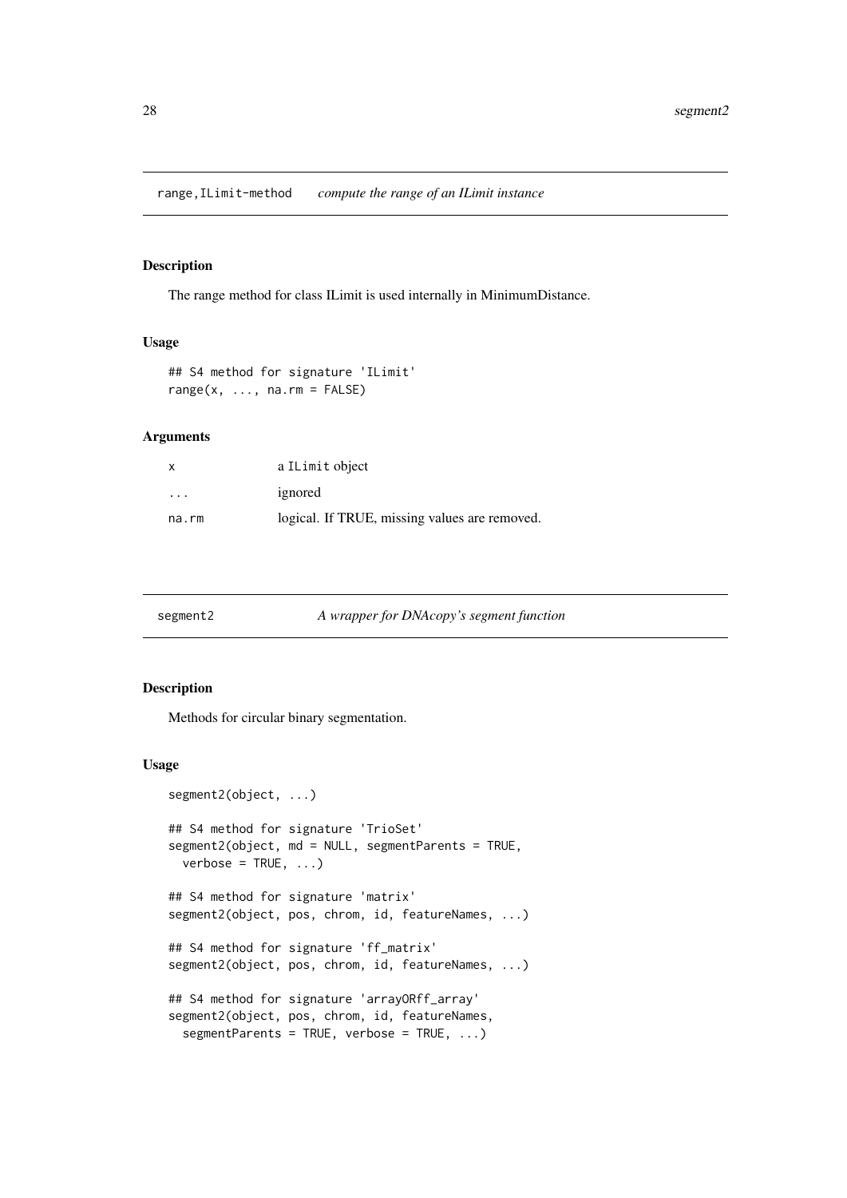## range,ILimit-method *compute the range of an ILimit instance*

### Description

The range method for class ILimit is used internally in MinimumDistance.

### Usage

```
## S4 method for signature 'ILimit'
range(x, ..., na.rm = FALSE)
```

### Arguments

| | |
|---|---|
| x | a ILimit object |
| ... | ignored |
| na.rm | logical. If TRUE, missing values are removed. |

## segment2 *A wrapper for DNAcopy's segment function*

### Description

Methods for circular binary segmentation.

### Usage

```
segment2(object, ...)

## S4 method for signature 'TrioSet'
segment2(object, md = NULL, segmentParents = TRUE,
  verbose = TRUE, ...)

## S4 method for signature 'matrix'
segment2(object, pos, chrom, id, featureNames, ...)

## S4 method for signature 'ff_matrix'
segment2(object, pos, chrom, id, featureNames, ...)

## S4 method for signature 'arrayORff_array'
segment2(object, pos, chrom, id, featureNames,
  segmentParents = TRUE, verbose = TRUE, ...)
```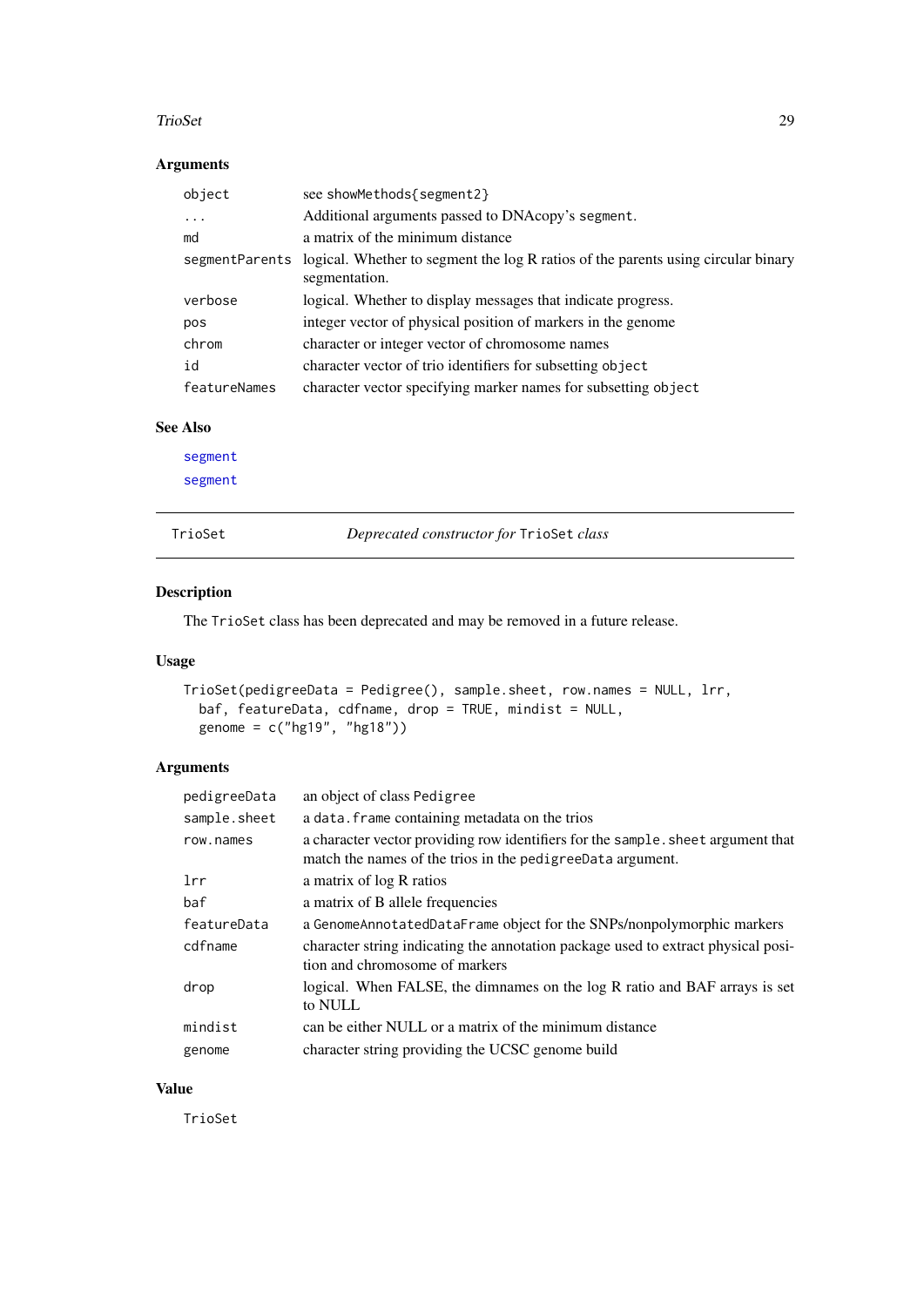### Arguments

| | |
|---|---|
| `object` | see `showMethods{segment2}` |
| `...` | Additional arguments passed to DNAcopy's `segment`. |
| `md` | a matrix of the minimum distance |
| `segmentParents` | logical. Whether to segment the log R ratios of the parents using circular binary segmentation. |
| `verbose` | logical. Whether to display messages that indicate progress. |
| `pos` | integer vector of physical position of markers in the genome |
| `chrom` | character or integer vector of chromosome names |
| `id` | character vector of trio identifiers for subsetting `object` |
| `featureNames` | character vector specifying marker names for subsetting `object` |

### See Also

`segment`

`segment`

---

## TrioSet — *Deprecated constructor for* `TrioSet` *class*

### Description

The `TrioSet` class has been deprecated and may be removed in a future release.

### Usage

```
TrioSet(pedigreeData = Pedigree(), sample.sheet, row.names = NULL, lrr,
  baf, featureData, cdfname, drop = TRUE, mindist = NULL,
  genome = c("hg19", "hg18"))
```

### Arguments

| | |
|---|---|
| `pedigreeData` | an object of class `Pedigree` |
| `sample.sheet` | a `data.frame` containing metadata on the trios |
| `row.names` | a character vector providing row identifiers for the `sample.sheet` argument that match the names of the trios in the `pedigreeData` argument. |
| `lrr` | a matrix of log R ratios |
| `baf` | a matrix of B allele frequencies |
| `featureData` | a `GenomeAnnotatedDataFrame` object for the SNPs/nonpolymorphic markers |
| `cdfname` | character string indicating the annotation package used to extract physical position and chromosome of markers |
| `drop` | logical. When FALSE, the dimnames on the log R ratio and BAF arrays is set to NULL |
| `mindist` | can be either NULL or a matrix of the minimum distance |
| `genome` | character string providing the UCSC genome build |

### Value

`TrioSet`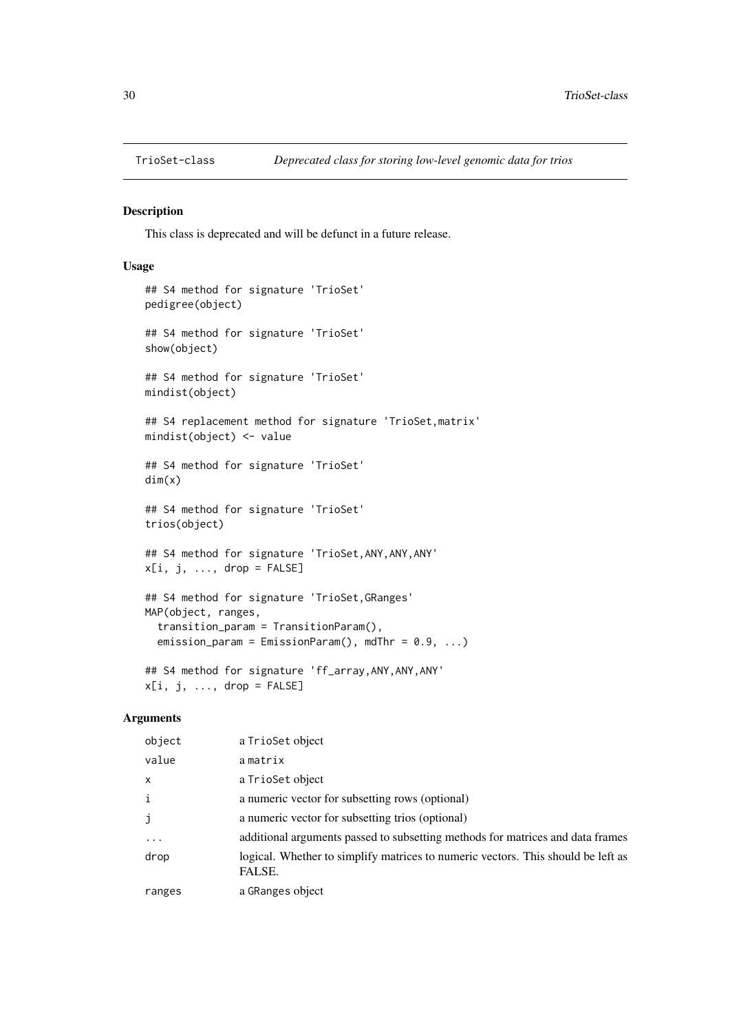TrioSet-class *Deprecated class for storing low-level genomic data for trios*

## Description

This class is deprecated and will be defunct in a future release.

## Usage

```
## S4 method for signature 'TrioSet'
pedigree(object)

## S4 method for signature 'TrioSet'
show(object)

## S4 method for signature 'TrioSet'
mindist(object)

## S4 replacement method for signature 'TrioSet,matrix'
mindist(object) <- value

## S4 method for signature 'TrioSet'
dim(x)

## S4 method for signature 'TrioSet'
trios(object)

## S4 method for signature 'TrioSet,ANY,ANY,ANY'
x[i, j, ..., drop = FALSE]

## S4 method for signature 'TrioSet,GRanges'
MAP(object, ranges,
  transition_param = TransitionParam(),
  emission_param = EmissionParam(), mdThr = 0.9, ...)

## S4 method for signature 'ff_array,ANY,ANY,ANY'
x[i, j, ..., drop = FALSE]
```

## Arguments

| | |
|---|---|
| `object` | a `TrioSet` object |
| `value` | a `matrix` |
| `x` | a `TrioSet` object |
| `i` | a numeric vector for subsetting rows (optional) |
| `j` | a numeric vector for subsetting trios (optional) |
| `...` | additional arguments passed to subsetting methods for matrices and data frames |
| `drop` | logical. Whether to simplify matrices to numeric vectors. This should be left as FALSE. |
| `ranges` | a `GRanges` object |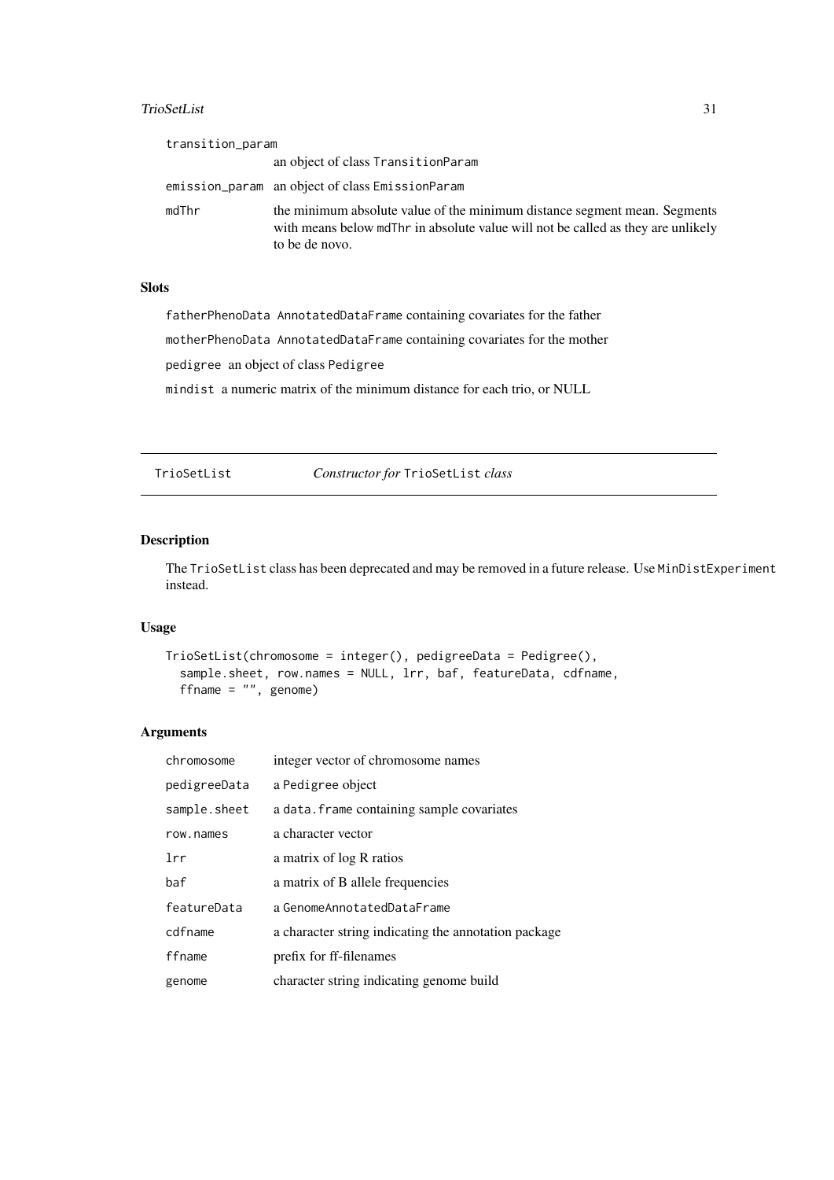| | |
|---|---|
| transition_param | an object of class TransitionParam |
| emission_param | an object of class EmissionParam |
| mdThr | the minimum absolute value of the minimum distance segment mean. Segments with means below mdThr in absolute value will not be called as they are unlikely to be de novo. |

### Slots

fatherPhenoData AnnotatedDataFrame containing covariates for the father

motherPhenoData AnnotatedDataFrame containing covariates for the mother

pedigree an object of class Pedigree

mindist a numeric matrix of the minimum distance for each trio, or NULL

---

## TrioSetList *Constructor for* TrioSetList *class*

### Description

The TrioSetList class has been deprecated and may be removed in a future release. Use MinDistExperiment instead.

### Usage

```
TrioSetList(chromosome = integer(), pedigreeData = Pedigree(),
  sample.sheet, row.names = NULL, lrr, baf, featureData, cdfname,
  ffname = "", genome)
```

### Arguments

| | |
|---|---|
| chromosome | integer vector of chromosome names |
| pedigreeData | a Pedigree object |
| sample.sheet | a data.frame containing sample covariates |
| row.names | a character vector |
| lrr | a matrix of log R ratios |
| baf | a matrix of B allele frequencies |
| featureData | a GenomeAnnotatedDataFrame |
| cdfname | a character string indicating the annotation package |
| ffname | prefix for ff-filenames |
| genome | character string indicating genome build |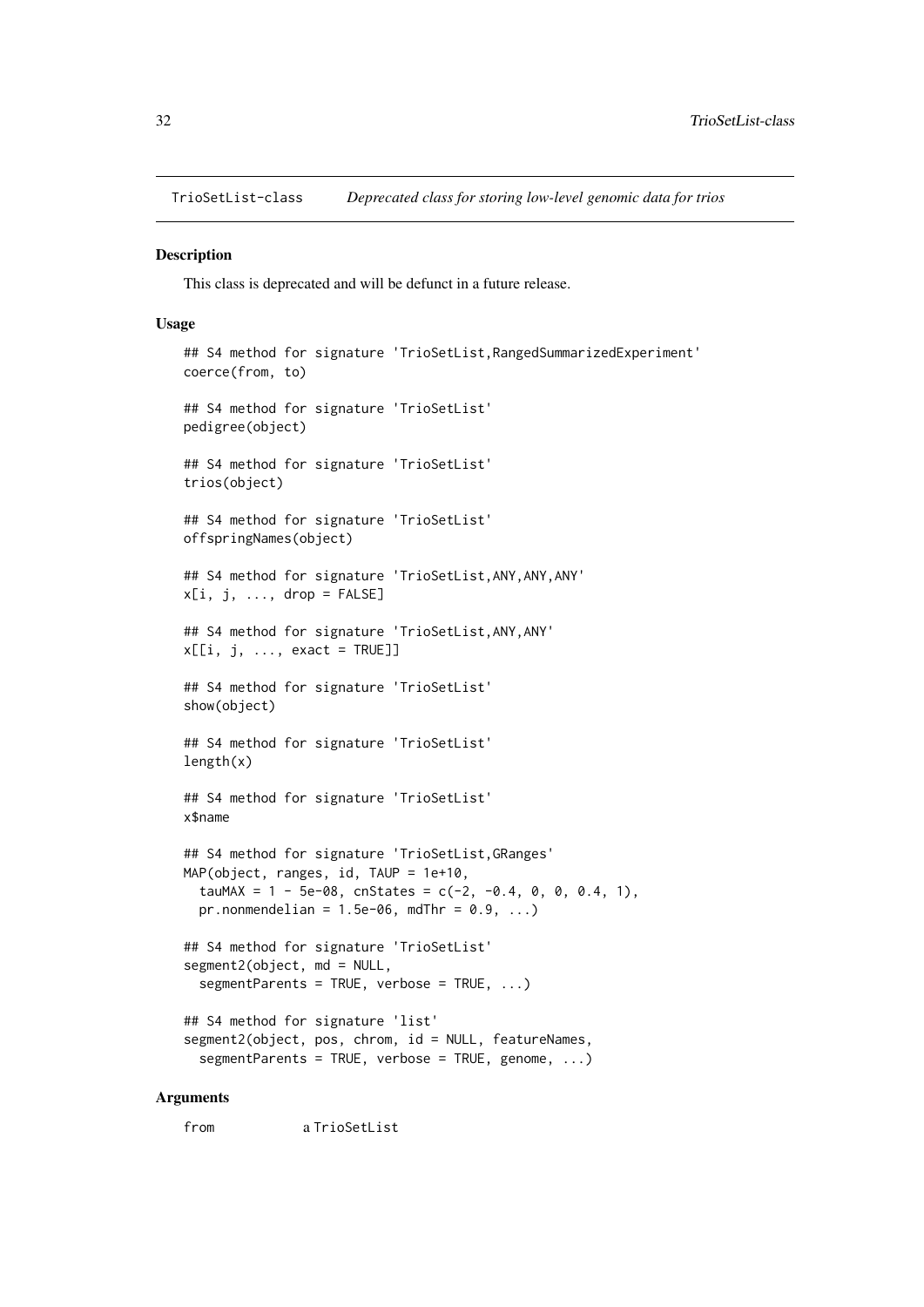TriosetList-class *Deprecated class for storing low-level genomic data for trios*

### Description

This class is deprecated and will be defunct in a future release.

### Usage

```
## S4 method for signature 'TrioSetList,RangedSummarizedExperiment'
coerce(from, to)

## S4 method for signature 'TrioSetList'
pedigree(object)

## S4 method for signature 'TrioSetList'
trios(object)

## S4 method for signature 'TrioSetList'
offspringNames(object)

## S4 method for signature 'TrioSetList,ANY,ANY,ANY'
x[i, j, ..., drop = FALSE]

## S4 method for signature 'TrioSetList,ANY,ANY'
x[[i, j, ..., exact = TRUE]]

## S4 method for signature 'TrioSetList'
show(object)

## S4 method for signature 'TrioSetList'
length(x)

## S4 method for signature 'TrioSetList'
x$name

## S4 method for signature 'TrioSetList,GRanges'
MAP(object, ranges, id, TAUP = 1e+10,
  tauMAX = 1 - 5e-08, cnStates = c(-2, -0.4, 0, 0, 0.4, 1),
  pr.nonmendelian = 1.5e-06, mdThr = 0.9, ...)

## S4 method for signature 'TrioSetList'
segment2(object, md = NULL,
  segmentParents = TRUE, verbose = TRUE, ...)

## S4 method for signature 'list'
segment2(object, pos, chrom, id = NULL, featureNames,
  segmentParents = TRUE, verbose = TRUE, genome, ...)
```

### Arguments

from    a TrioSetList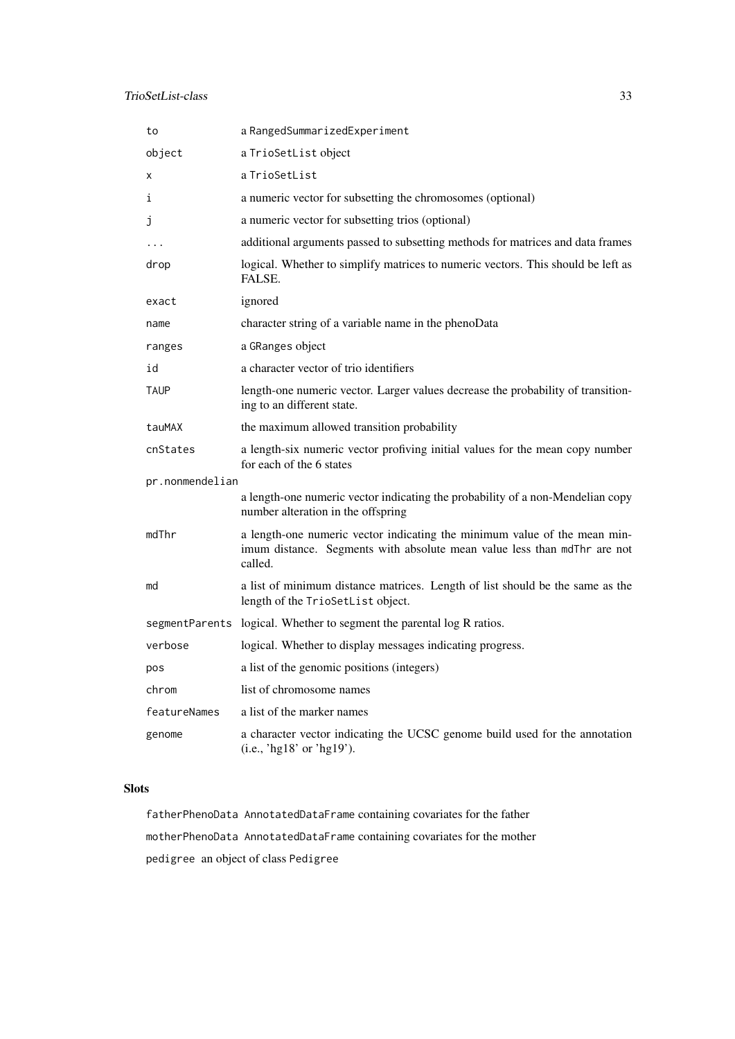| | |
|---|---|
| `to` | a `RangedSummarizedExperiment` |
| `object` | a `TrioSetList` object |
| `x` | a `TrioSetList` |
| `i` | a numeric vector for subsetting the chromosomes (optional) |
| `j` | a numeric vector for subsetting trios (optional) |
| `...` | additional arguments passed to subsetting methods for matrices and data frames |
| `drop` | logical. Whether to simplify matrices to numeric vectors. This should be left as FALSE. |
| `exact` | ignored |
| `name` | character string of a variable name in the phenoData |
| `ranges` | a `GRanges` object |
| `id` | a character vector of trio identifiers |
| `TAUP` | length-one numeric vector. Larger values decrease the probability of transitioning to an different state. |
| `tauMAX` | the maximum allowed transition probability |
| `cnStates` | a length-six numeric vector profiving initial values for the mean copy number for each of the 6 states |
| `pr.nonmendelian` | a length-one numeric vector indicating the probability of a non-Mendelian copy number alteration in the offspring |
| `mdThr` | a length-one numeric vector indicating the minimum value of the mean minimum distance. Segments with absolute mean value less than `mdThr` are not called. |
| `md` | a list of minimum distance matrices. Length of list should be the same as the length of the `TrioSetList` object. |
| `segmentParents` | logical. Whether to segment the parental log R ratios. |
| `verbose` | logical. Whether to display messages indicating progress. |
| `pos` | a list of the genomic positions (integers) |
| `chrom` | list of chromosome names |
| `featureNames` | a list of the marker names |
| `genome` | a character vector indicating the UCSC genome build used for the annotation (i.e., 'hg18' or 'hg19'). |

## Slots

`fatherPhenoData` `AnnotatedDataFrame` containing covariates for the father

`motherPhenoData` `AnnotatedDataFrame` containing covariates for the mother

`pedigree` an object of class `Pedigree`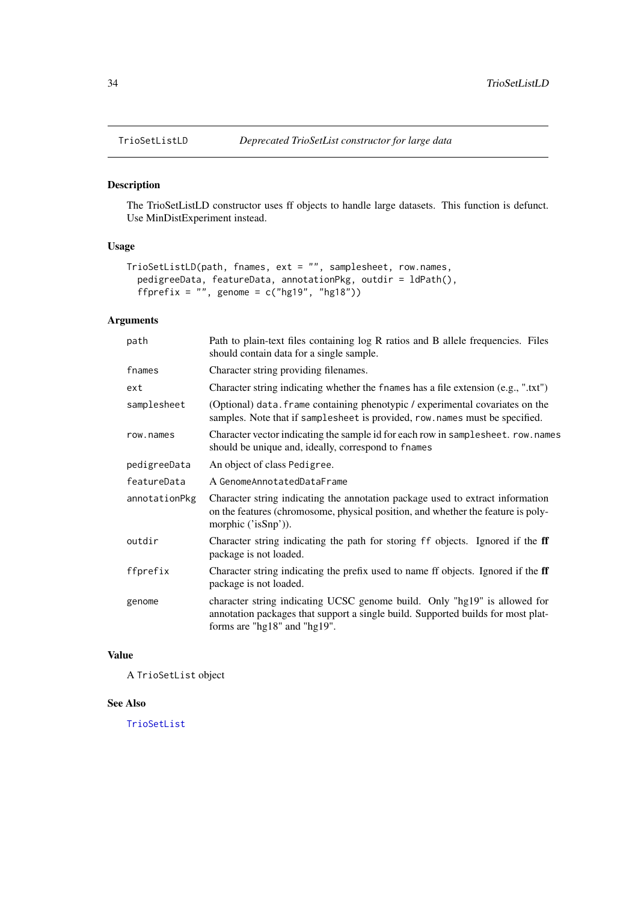## TrioSetListLD *Deprecated TrioSetList constructor for large data*

### Description

The TrioSetListLD constructor uses ff objects to handle large datasets. This function is defunct. Use MinDistExperiment instead.

### Usage

```
TrioSetListLD(path, fnames, ext = "", samplesheet, row.names,
  pedigreeData, featureData, annotationPkg, outdir = ldPath(),
  ffprefix = "", genome = c("hg19", "hg18"))
```

### Arguments

| | |
|---|---|
| `path` | Path to plain-text files containing log R ratios and B allele frequencies. Files should contain data for a single sample. |
| `fnames` | Character string providing filenames. |
| `ext` | Character string indicating whether the `fnames` has a file extension (e.g., ".txt") |
| `samplesheet` | (Optional) `data.frame` containing phenotypic / experimental covariates on the samples. Note that if `samplesheet` is provided, `row.names` must be specified. |
| `row.names` | Character vector indicating the sample id for each row in `samplesheet`. `row.names` should be unique and, ideally, correspond to `fnames` |
| `pedigreeData` | An object of class `Pedigree`. |
| `featureData` | A `GenomeAnnotatedDataFrame` |
| `annotationPkg` | Character string indicating the annotation package used to extract information on the features (chromosome, physical position, and whether the feature is polymorphic ('isSnp')). |
| `outdir` | Character string indicating the path for storing `ff` objects. Ignored if the **ff** package is not loaded. |
| `ffprefix` | Character string indicating the prefix used to name ff objects. Ignored if the **ff** package is not loaded. |
| `genome` | character string indicating UCSC genome build. Only "hg19" is allowed for annotation packages that support a single build. Supported builds for most platforms are "hg18" and "hg19". |

### Value

A `TrioSetList` object

### See Also

`TrioSetList`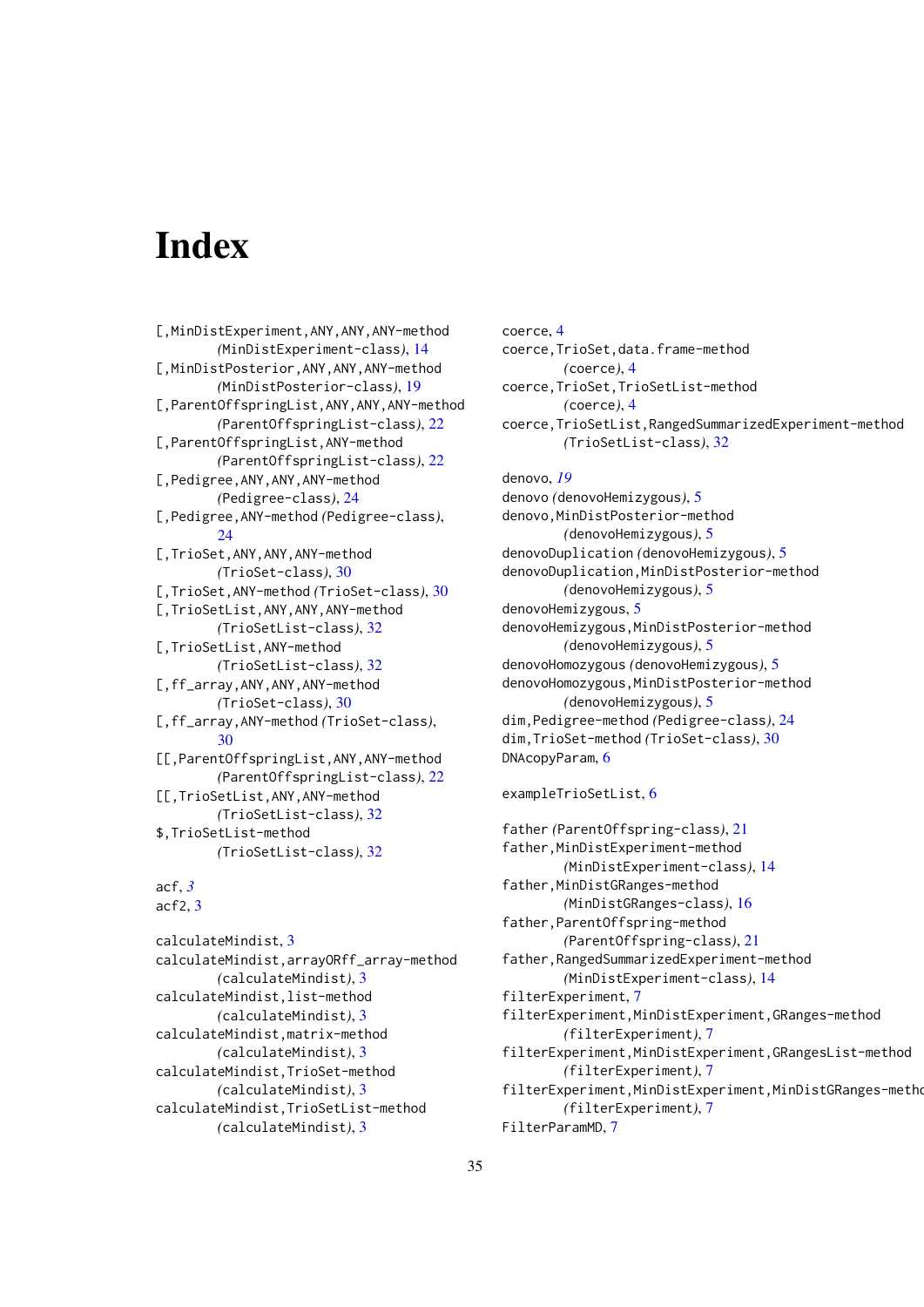# Index

[,MinDistExperiment,ANY,ANY,ANY-method *(MinDistExperiment-class)*, 14
[,MinDistPosterior,ANY,ANY,ANY-method *(MinDistPosterior-class)*, 19
[,ParentOffspringList,ANY,ANY,ANY-method *(ParentOffspringList-class)*, 22
[,ParentOffspringList,ANY-method *(ParentOffspringList-class)*, 22
[,Pedigree,ANY,ANY,ANY-method *(Pedigree-class)*, 24
[,Pedigree,ANY-method *(Pedigree-class)*, 24
[,TrioSet,ANY,ANY,ANY-method *(TrioSet-class)*, 30
[,TrioSet,ANY-method *(TrioSet-class)*, 30
[,TrioSetList,ANY,ANY,ANY-method *(TrioSetList-class)*, 32
[,TrioSetList,ANY-method *(TrioSetList-class)*, 32
[,ff_array,ANY,ANY,ANY-method *(TrioSet-class)*, 30
[,ff_array,ANY-method *(TrioSet-class)*, 30
[[,ParentOffspringList,ANY,ANY-method *(ParentOffspringList-class)*, 22
[[,TrioSetList,ANY,ANY-method *(TrioSetList-class)*, 32
$,TrioSetList-method *(TrioSetList-class)*, 32

acf, *3*
acf2, 3

calculateMindist, 3
calculateMindist,arrayORff_array-method *(calculateMindist)*, 3
calculateMindist,list-method *(calculateMindist)*, 3
calculateMindist,matrix-method *(calculateMindist)*, 3
calculateMindist,TrioSet-method *(calculateMindist)*, 3
calculateMindist,TrioSetList-method *(calculateMindist)*, 3

coerce, 4
coerce,TrioSet,data.frame-method *(coerce)*, 4
coerce,TrioSet,TrioSetList-method *(coerce)*, 4
coerce,TrioSetList,RangedSummarizedExperiment-method *(TrioSetList-class)*, 32

denovo, *19*
denovo *(denovoHemizygous)*, 5
denovo,MinDistPosterior-method *(denovoHemizygous)*, 5
denovoDuplication *(denovoHemizygous)*, 5
denovoDuplication,MinDistPosterior-method *(denovoHemizygous)*, 5
denovoHemizygous, 5
denovoHemizygous,MinDistPosterior-method *(denovoHemizygous)*, 5
denovoHomozygous *(denovoHemizygous)*, 5
denovoHomozygous,MinDistPosterior-method *(denovoHemizygous)*, 5
dim,Pedigree-method *(Pedigree-class)*, 24
dim,TrioSet-method *(TrioSet-class)*, 30
DNAcopyParam, 6

exampleTrioSetList, 6

father *(ParentOffspring-class)*, 21
father,MinDistExperiment-method *(MinDistExperiment-class)*, 14
father,MinDistGRanges-method *(MinDistGRanges-class)*, 16
father,ParentOffspring-method *(ParentOffspring-class)*, 21
father,RangedSummarizedExperiment-method *(MinDistExperiment-class)*, 14
filterExperiment, 7
filterExperiment,MinDistExperiment,GRanges-method *(filterExperiment)*, 7
filterExperiment,MinDistExperiment,GRangesList-method *(filterExperiment)*, 7
filterExperiment,MinDistExperiment,MinDistGRanges-metho *(filterExperiment)*, 7
FilterParamMD, 7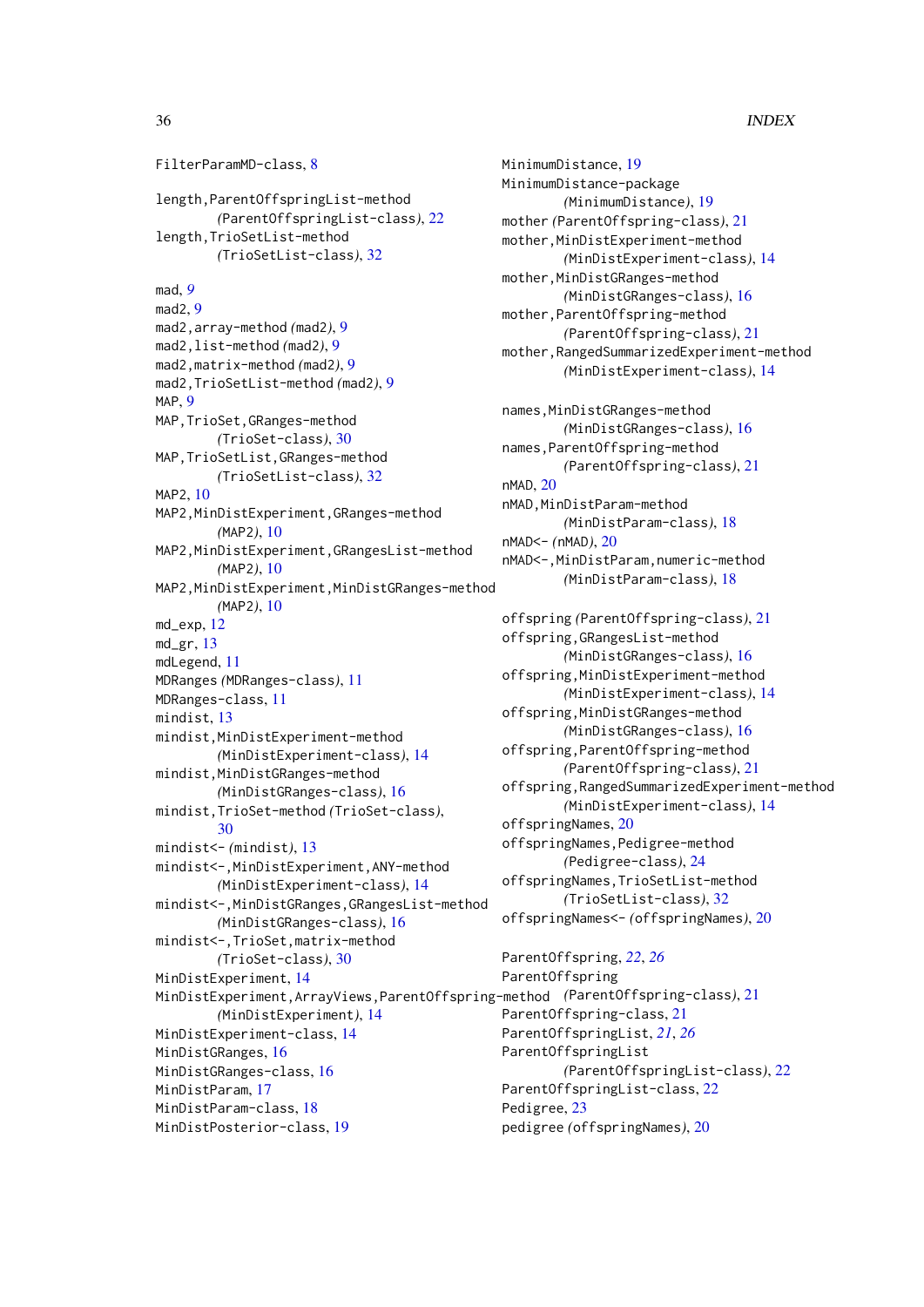FilterParamMD-class, 8

length,ParentOffspringList-method
        (ParentOffspringList-class), 22
length,TrioSetList-method
        (TrioSetList-class), 32

mad, 9
mad2, 9
mad2,array-method (mad2), 9
mad2,list-method (mad2), 9
mad2,matrix-method (mad2), 9
mad2,TrioSetList-method (mad2), 9
MAP, 9
MAP,TrioSet,GRanges-method
        (TrioSet-class), 30
MAP,TrioSetList,GRanges-method
        (TrioSetList-class), 32
MAP2, 10
MAP2,MinDistExperiment,GRanges-method
        (MAP2), 10
MAP2,MinDistExperiment,GRangesList-method
        (MAP2), 10
MAP2,MinDistExperiment,MinDistGRanges-method
        (MAP2), 10
md_exp, 12
md_gr, 13
mdLegend, 11
MDRanges (MDRanges-class), 11
MDRanges-class, 11
mindist, 13
mindist,MinDistExperiment-method
        (MinDistExperiment-class), 14
mindist,MinDistGRanges-method
        (MinDistGRanges-class), 16
mindist,TrioSet-method (TrioSet-class),
        30
mindist<- (mindist), 13
mindist<-,MinDistExperiment,ANY-method
        (MinDistExperiment-class), 14
mindist<-,MinDistGRanges,GRangesList-method
        (MinDistGRanges-class), 16
mindist<-,TrioSet,matrix-method
        (TrioSet-class), 30
MinDistExperiment, 14
MinDistExperiment,ArrayViews,ParentOffspring-method
        (MinDistExperiment), 14
MinDistExperiment-class, 14
MinDistGRanges, 16
MinDistGRanges-class, 16
MinDistParam, 17
MinDistParam-class, 18
MinDistPosterior-class, 19

MinimumDistance, 19
MinimumDistance-package
        (MinimumDistance), 19
mother (ParentOffspring-class), 21
mother,MinDistExperiment-method
        (MinDistExperiment-class), 14
mother,MinDistGRanges-method
        (MinDistGRanges-class), 16
mother,ParentOffspring-method
        (ParentOffspring-class), 21
mother,RangedSummarizedExperiment-method
        (MinDistExperiment-class), 14

names,MinDistGRanges-method
        (MinDistGRanges-class), 16
names,ParentOffspring-method
        (ParentOffspring-class), 21
nMAD, 20
nMAD,MinDistParam-method
        (MinDistParam-class), 18
nMAD<- (nMAD), 20
nMAD<-,MinDistParam,numeric-method
        (MinDistParam-class), 18

offspring (ParentOffspring-class), 21
offspring,GRangesList-method
        (MinDistGRanges-class), 16
offspring,MinDistExperiment-method
        (MinDistExperiment-class), 14
offspring,MinDistGRanges-method
        (MinDistGRanges-class), 16
offspring,ParentOffspring-method
        (ParentOffspring-class), 21
offspring,RangedSummarizedExperiment-method
        (MinDistExperiment-class), 14
offspringNames, 20
offspringNames,Pedigree-method
        (Pedigree-class), 24
offspringNames,TrioSetList-method
        (TrioSetList-class), 32
offspringNames<- (offspringNames), 20

ParentOffspring, *22*, *26*
ParentOffspring
        (ParentOffspring-class), 21
ParentOffspring-class, 21
ParentOffspringList, *21*, *26*
ParentOffspringList
        (ParentOffspringList-class), 22
ParentOffspringList-class, 22
Pedigree, 23
pedigree (offspringNames), 20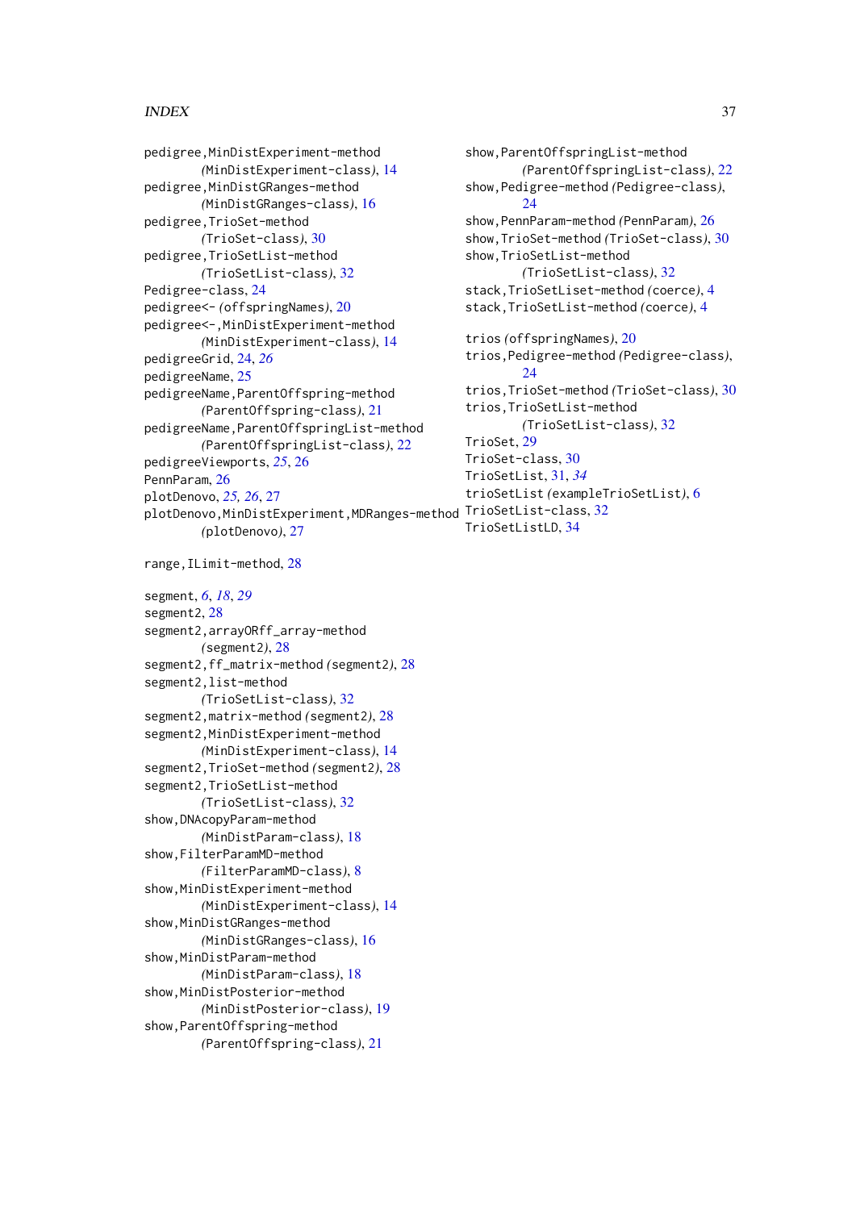pedigree,MinDistExperiment-method *(MinDistExperiment-class)*, 14
pedigree,MinDistGRanges-method *(MinDistGRanges-class)*, 16
pedigree,TrioSet-method *(TrioSet-class)*, 30
pedigree,TrioSetList-method *(TrioSetList-class)*, 32
Pedigree-class, 24
pedigree<- *(offspringNames)*, 20
pedigree<-,MinDistExperiment-method *(MinDistExperiment-class)*, 14
pedigreeGrid, 24, *26*
pedigreeName, 25
pedigreeName,ParentOffspring-method *(ParentOffspring-class)*, 21
pedigreeName,ParentOffspringList-method *(ParentOffspringList-class)*, 22
pedigreeViewports, *25*, 26
PennParam, 26
plotDenovo, *25, 26*, 27
plotDenovo,MinDistExperiment,MDRanges-method *(plotDenovo)*, 27

range,ILimit-method, 28

segment, *6*, *18*, *29*
segment2, 28
segment2,arrayORff_array-method *(segment2)*, 28
segment2,ff_matrix-method *(segment2)*, 28
segment2,list-method *(TrioSetList-class)*, 32
segment2,matrix-method *(segment2)*, 28
segment2,MinDistExperiment-method *(MinDistExperiment-class)*, 14
segment2,TrioSet-method *(segment2)*, 28
segment2,TrioSetList-method *(TrioSetList-class)*, 32
show,DNAcopyParam-method *(MinDistParam-class)*, 18
show,FilterParamMD-method *(FilterParamMD-class)*, 8
show,MinDistExperiment-method *(MinDistExperiment-class)*, 14
show,MinDistGRanges-method *(MinDistGRanges-class)*, 16
show,MinDistParam-method *(MinDistParam-class)*, 18
show,MinDistPosterior-method *(MinDistPosterior-class)*, 19
show,ParentOffspring-method *(ParentOffspring-class)*, 21
show,ParentOffspringList-method *(ParentOffspringList-class)*, 22
show,Pedigree-method *(Pedigree-class)*, 24
show,PennParam-method *(PennParam)*, 26
show,TrioSet-method *(TrioSet-class)*, 30
show,TrioSetList-method *(TrioSetList-class)*, 32
stack,TrioSetListLD-method *(coerce)*, 4
stack,TrioSetList-method *(coerce)*, 4

trios *(offspringNames)*, 20
trios,Pedigree-method *(Pedigree-class)*, 24
trios,TrioSet-method *(TrioSet-class)*, 30
trios,TrioSetList-method *(TrioSetList-class)*, 32
TrioSet, 29
TrioSet-class, 30
TrioSetList, 31, *34*
trioSetList *(exampleTrioSetList)*, 6
TrioSetList-class, 32
TrioSetListLD, 34